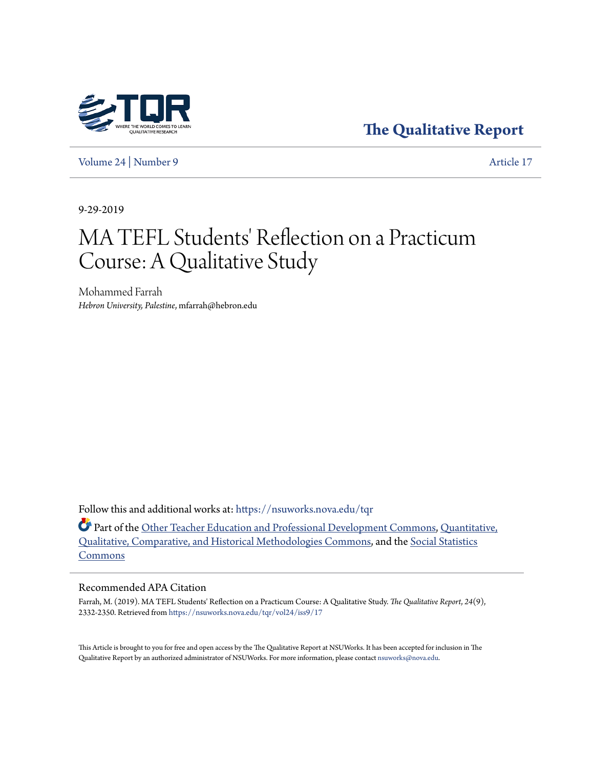The Qualitative Report

Volume 24 | Number 9 Article 17

9-29-2019

# MA TEFL Students' Reflection on a Practicum Course: A Qualitative Study

Mohammed Farrah
*Hebron University, Palestine*, mfarrah@hebron.edu

Follow this and additional works at: https://nsuworks.nova.edu/tqr

Part of the Other Teacher Education and Professional Development Commons, Quantitative, Qualitative, Comparative, and Historical Methodologies Commons, and the Social Statistics Commons

## Recommended APA Citation

Farrah, M. (2019). MA TEFL Students' Reflection on a Practicum Course: A Qualitative Study. *The Qualitative Report, 24*(9), 2332-2350. Retrieved from https://nsuworks.nova.edu/tqr/vol24/iss9/17

This Article is brought to you for free and open access by the The Qualitative Report at NSUWorks. It has been accepted for inclusion in The Qualitative Report by an authorized administrator of NSUWorks. For more information, please contact nsuworks@nova.edu.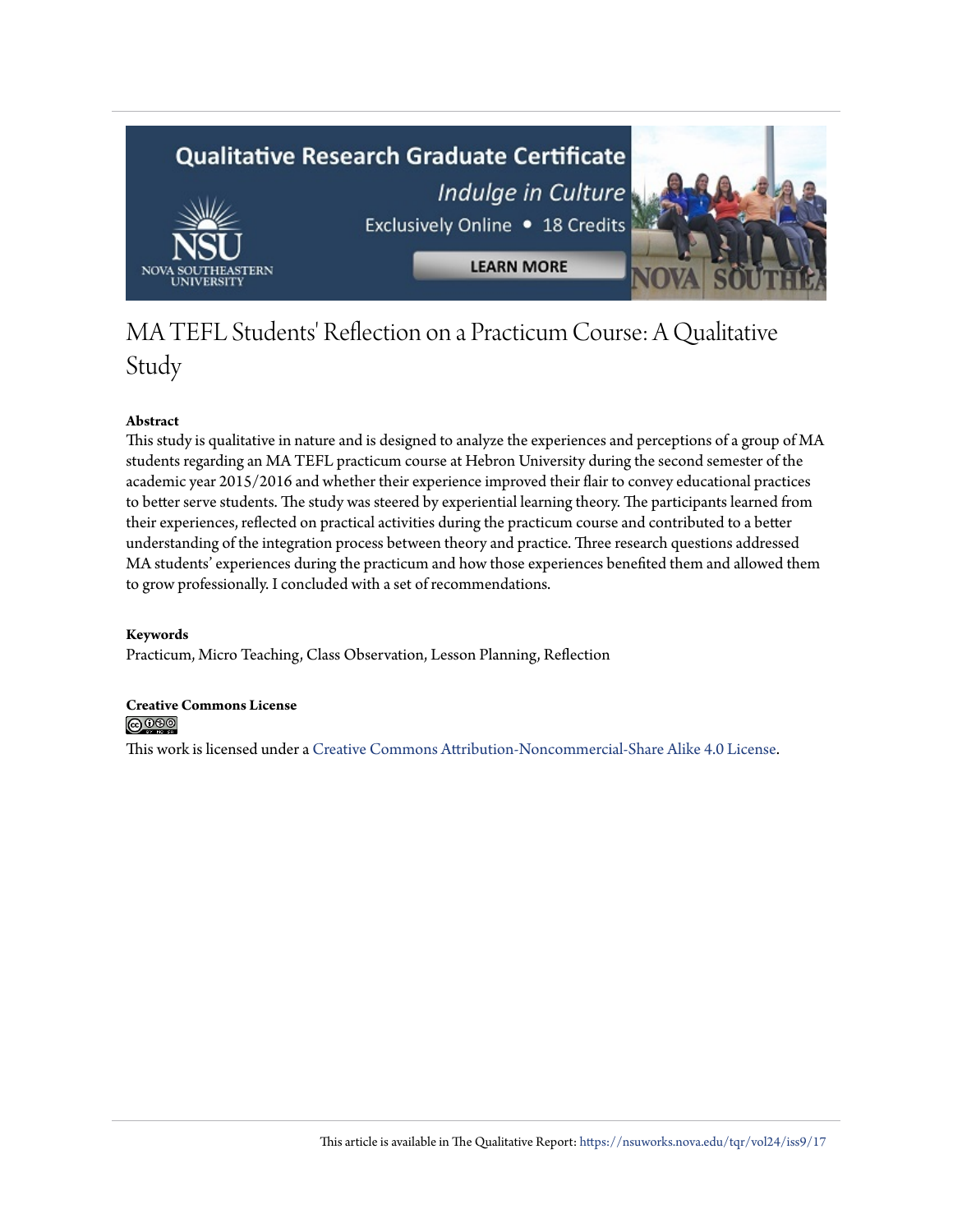# MA TEFL Students' Reflection on a Practicum Course: A Qualitative Study

**Abstract**

This study is qualitative in nature and is designed to analyze the experiences and perceptions of a group of MA students regarding an MA TEFL practicum course at Hebron University during the second semester of the academic year 2015/2016 and whether their experience improved their flair to convey educational practices to better serve students. The study was steered by experiential learning theory. The participants learned from their experiences, reflected on practical activities during the practicum course and contributed to a better understanding of the integration process between theory and practice. Three research questions addressed MA students' experiences during the practicum and how those experiences benefited them and allowed them to grow professionally. I concluded with a set of recommendations.

**Keywords**

Practicum, Micro Teaching, Class Observation, Lesson Planning, Reflection

**Creative Commons License**

This work is licensed under a Creative Commons Attribution-Noncommercial-Share Alike 4.0 License.

This article is available in The Qualitative Report: https://nsuworks.nova.edu/tqr/vol24/iss9/17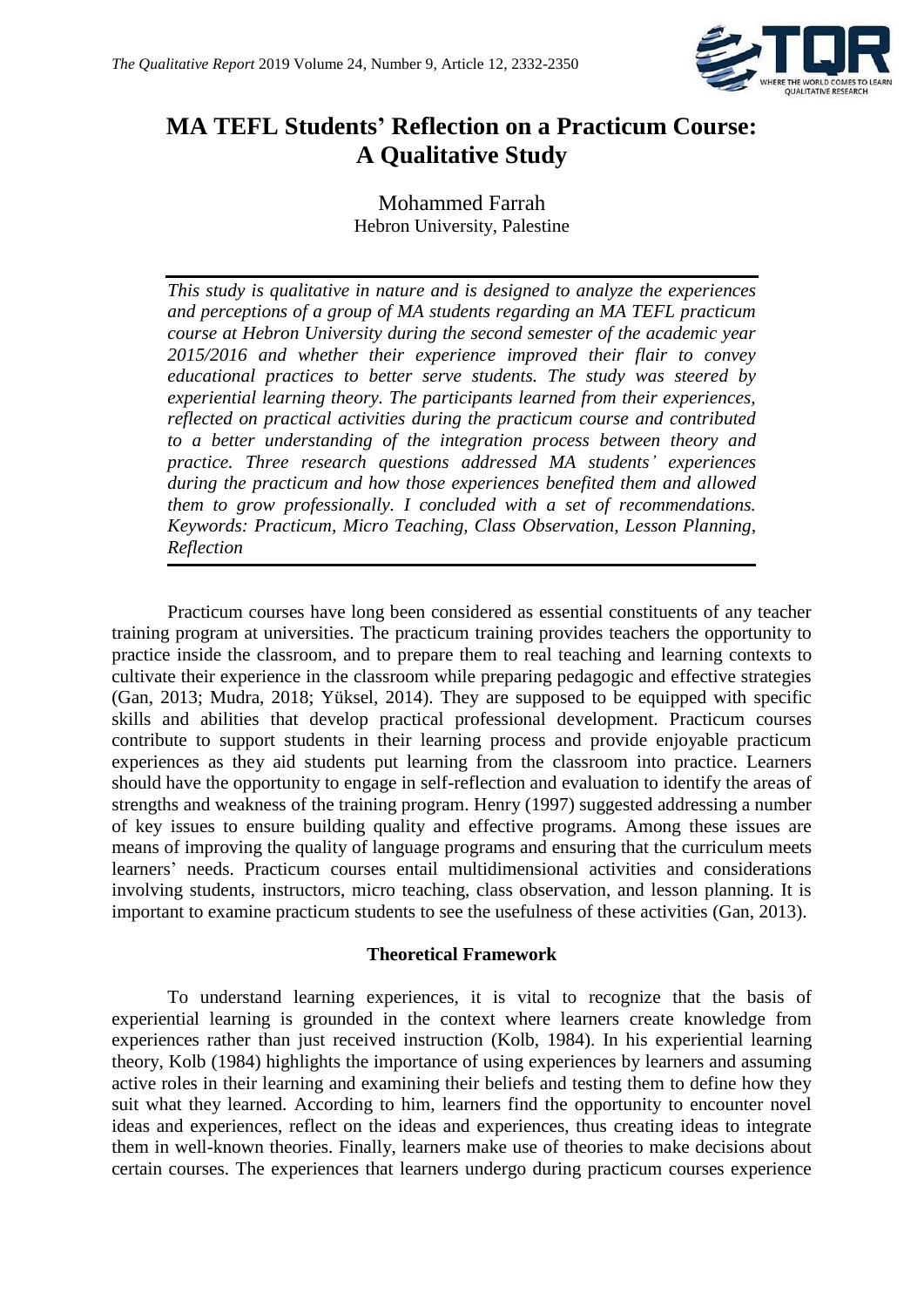# MA TEFL Students' Reflection on a Practicum Course: A Qualitative Study

Mohammed Farrah
Hebron University, Palestine

*This study is qualitative in nature and is designed to analyze the experiences and perceptions of a group of MA students regarding an MA TEFL practicum course at Hebron University during the second semester of the academic year 2015/2016 and whether their experience improved their flair to convey educational practices to better serve students. The study was steered by experiential learning theory. The participants learned from their experiences, reflected on practical activities during the practicum course and contributed to a better understanding of the integration process between theory and practice. Three research questions addressed MA students' experiences during the practicum and how those experiences benefited them and allowed them to grow professionally. I concluded with a set of recommendations. Keywords: Practicum, Micro Teaching, Class Observation, Lesson Planning, Reflection*

Practicum courses have long been considered as essential constituents of any teacher training program at universities. The practicum training provides teachers the opportunity to practice inside the classroom, and to prepare them to real teaching and learning contexts to cultivate their experience in the classroom while preparing pedagogic and effective strategies (Gan, 2013; Mudra, 2018; Yüksel, 2014). They are supposed to be equipped with specific skills and abilities that develop practical professional development. Practicum courses contribute to support students in their learning process and provide enjoyable practicum experiences as they aid students put learning from the classroom into practice. Learners should have the opportunity to engage in self-reflection and evaluation to identify the areas of strengths and weakness of the training program. Henry (1997) suggested addressing a number of key issues to ensure building quality and effective programs. Among these issues are means of improving the quality of language programs and ensuring that the curriculum meets learners' needs. Practicum courses entail multidimensional activities and considerations involving students, instructors, micro teaching, class observation, and lesson planning. It is important to examine practicum students to see the usefulness of these activities (Gan, 2013).

## Theoretical Framework

To understand learning experiences, it is vital to recognize that the basis of experiential learning is grounded in the context where learners create knowledge from experiences rather than just received instruction (Kolb, 1984). In his experiential learning theory, Kolb (1984) highlights the importance of using experiences by learners and assuming active roles in their learning and examining their beliefs and testing them to define how they suit what they learned. According to him, learners find the opportunity to encounter novel ideas and experiences, reflect on the ideas and experiences, thus creating ideas to integrate them in well-known theories. Finally, learners make use of theories to make decisions about certain courses. The experiences that learners undergo during practicum courses experience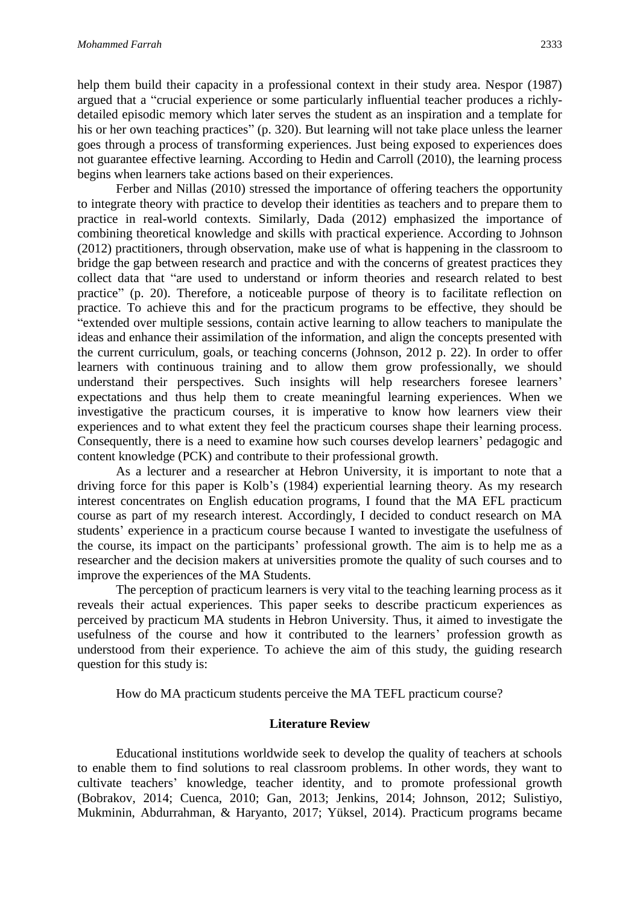help them build their capacity in a professional context in their study area. Nespor (1987) argued that a "crucial experience or some particularly influential teacher produces a richly-detailed episodic memory which later serves the student as an inspiration and a template for his or her own teaching practices" (p. 320). But learning will not take place unless the learner goes through a process of transforming experiences. Just being exposed to experiences does not guarantee effective learning. According to Hedin and Carroll (2010), the learning process begins when learners take actions based on their experiences.

Ferber and Nillas (2010) stressed the importance of offering teachers the opportunity to integrate theory with practice to develop their identities as teachers and to prepare them to practice in real-world contexts. Similarly, Dada (2012) emphasized the importance of combining theoretical knowledge and skills with practical experience. According to Johnson (2012) practitioners, through observation, make use of what is happening in the classroom to bridge the gap between research and practice and with the concerns of greatest practices they collect data that "are used to understand or inform theories and research related to best practice" (p. 20). Therefore, a noticeable purpose of theory is to facilitate reflection on practice. To achieve this and for the practicum programs to be effective, they should be "extended over multiple sessions, contain active learning to allow teachers to manipulate the ideas and enhance their assimilation of the information, and align the concepts presented with the current curriculum, goals, or teaching concerns (Johnson, 2012 p. 22). In order to offer learners with continuous training and to allow them grow professionally, we should understand their perspectives. Such insights will help researchers foresee learners' expectations and thus help them to create meaningful learning experiences. When we investigative the practicum courses, it is imperative to know how learners view their experiences and to what extent they feel the practicum courses shape their learning process. Consequently, there is a need to examine how such courses develop learners' pedagogic and content knowledge (PCK) and contribute to their professional growth.

As a lecturer and a researcher at Hebron University, it is important to note that a driving force for this paper is Kolb's (1984) experiential learning theory. As my research interest concentrates on English education programs, I found that the MA EFL practicum course as part of my research interest. Accordingly, I decided to conduct research on MA students' experience in a practicum course because I wanted to investigate the usefulness of the course, its impact on the participants' professional growth. The aim is to help me as a researcher and the decision makers at universities promote the quality of such courses and to improve the experiences of the MA Students.

The perception of practicum learners is very vital to the teaching learning process as it reveals their actual experiences. This paper seeks to describe practicum experiences as perceived by practicum MA students in Hebron University. Thus, it aimed to investigate the usefulness of the course and how it contributed to the learners' profession growth as understood from their experience. To achieve the aim of this study, the guiding research question for this study is:

How do MA practicum students perceive the MA TEFL practicum course?

## Literature Review

Educational institutions worldwide seek to develop the quality of teachers at schools to enable them to find solutions to real classroom problems. In other words, they want to cultivate teachers' knowledge, teacher identity, and to promote professional growth (Bobrakov, 2014; Cuenca, 2010; Gan, 2013; Jenkins, 2014; Johnson, 2012; Sulistiyo, Mukminin, Abdurrahman, & Haryanto, 2017; Yüksel, 2014). Practicum programs became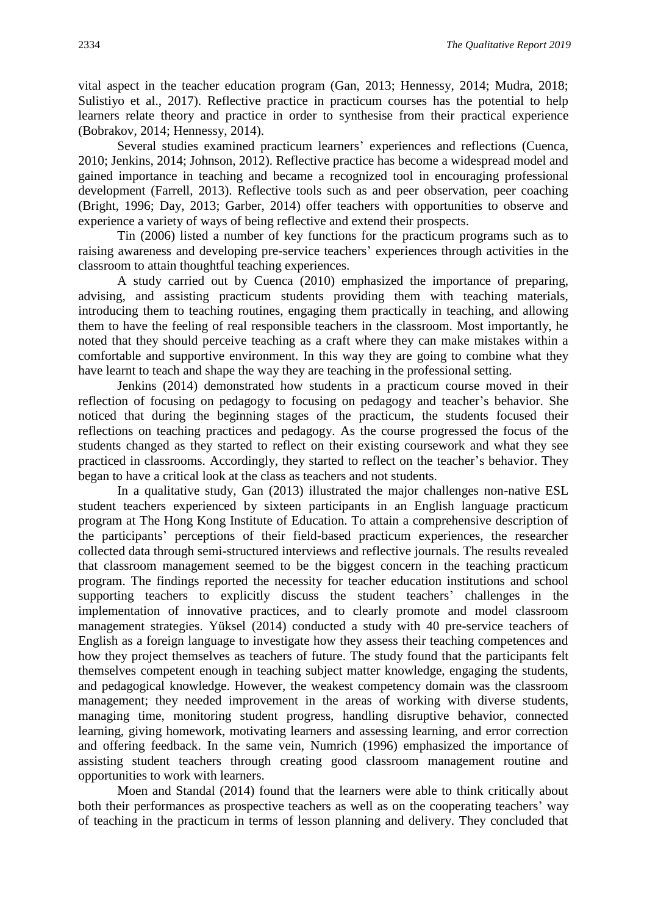vital aspect in the teacher education program (Gan, 2013; Hennessy, 2014; Mudra, 2018; Sulistiyo et al., 2017). Reflective practice in practicum courses has the potential to help learners relate theory and practice in order to synthesise from their practical experience (Bobrakov, 2014; Hennessy, 2014).

Several studies examined practicum learners' experiences and reflections (Cuenca, 2010; Jenkins, 2014; Johnson, 2012). Reflective practice has become a widespread model and gained importance in teaching and became a recognized tool in encouraging professional development (Farrell, 2013). Reflective tools such as and peer observation, peer coaching (Bright, 1996; Day, 2013; Garber, 2014) offer teachers with opportunities to observe and experience a variety of ways of being reflective and extend their prospects.

Tin (2006) listed a number of key functions for the practicum programs such as to raising awareness and developing pre-service teachers' experiences through activities in the classroom to attain thoughtful teaching experiences.

A study carried out by Cuenca (2010) emphasized the importance of preparing, advising, and assisting practicum students providing them with teaching materials, introducing them to teaching routines, engaging them practically in teaching, and allowing them to have the feeling of real responsible teachers in the classroom. Most importantly, he noted that they should perceive teaching as a craft where they can make mistakes within a comfortable and supportive environment. In this way they are going to combine what they have learnt to teach and shape the way they are teaching in the professional setting.

Jenkins (2014) demonstrated how students in a practicum course moved in their reflection of focusing on pedagogy to focusing on pedagogy and teacher's behavior. She noticed that during the beginning stages of the practicum, the students focused their reflections on teaching practices and pedagogy. As the course progressed the focus of the students changed as they started to reflect on their existing coursework and what they see practiced in classrooms. Accordingly, they started to reflect on the teacher's behavior. They began to have a critical look at the class as teachers and not students.

In a qualitative study, Gan (2013) illustrated the major challenges non-native ESL student teachers experienced by sixteen participants in an English language practicum program at The Hong Kong Institute of Education. To attain a comprehensive description of the participants' perceptions of their field-based practicum experiences, the researcher collected data through semi-structured interviews and reflective journals. The results revealed that classroom management seemed to be the biggest concern in the teaching practicum program. The findings reported the necessity for teacher education institutions and school supporting teachers to explicitly discuss the student teachers' challenges in the implementation of innovative practices, and to clearly promote and model classroom management strategies. Yüksel (2014) conducted a study with 40 pre-service teachers of English as a foreign language to investigate how they assess their teaching competences and how they project themselves as teachers of future. The study found that the participants felt themselves competent enough in teaching subject matter knowledge, engaging the students, and pedagogical knowledge. However, the weakest competency domain was the classroom management; they needed improvement in the areas of working with diverse students, managing time, monitoring student progress, handling disruptive behavior, connected learning, giving homework, motivating learners and assessing learning, and error correction and offering feedback. In the same vein, Numrich (1996) emphasized the importance of assisting student teachers through creating good classroom management routine and opportunities to work with learners.

Moen and Standal (2014) found that the learners were able to think critically about both their performances as prospective teachers as well as on the cooperating teachers' way of teaching in the practicum in terms of lesson planning and delivery. They concluded that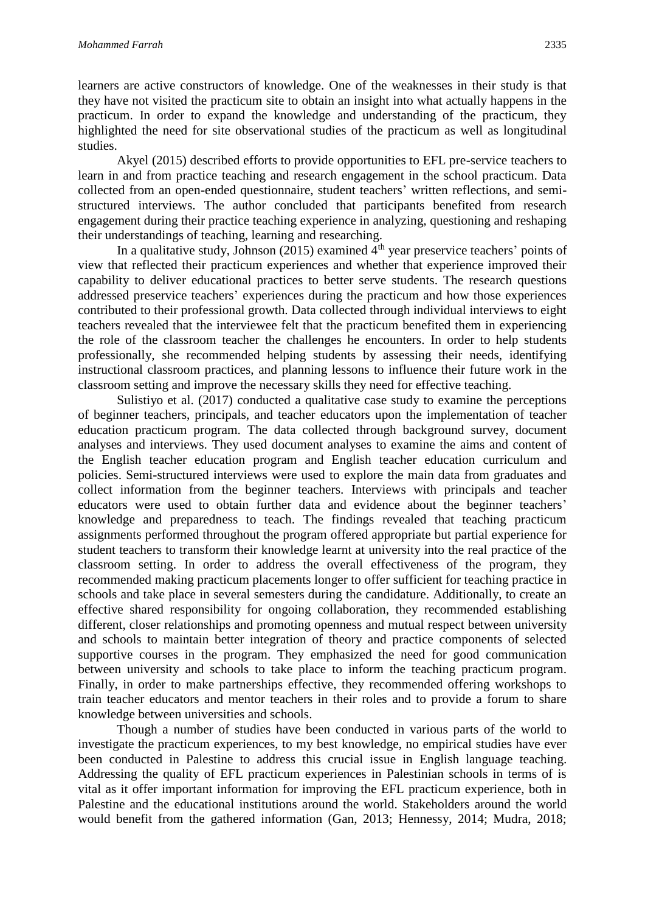learners are active constructors of knowledge. One of the weaknesses in their study is that they have not visited the practicum site to obtain an insight into what actually happens in the practicum. In order to expand the knowledge and understanding of the practicum, they highlighted the need for site observational studies of the practicum as well as longitudinal studies.

Akyel (2015) described efforts to provide opportunities to EFL pre-service teachers to learn in and from practice teaching and research engagement in the school practicum. Data collected from an open-ended questionnaire, student teachers' written reflections, and semi-structured interviews. The author concluded that participants benefited from research engagement during their practice teaching experience in analyzing, questioning and reshaping their understandings of teaching, learning and researching.

In a qualitative study, Johnson (2015) examined 4th year preservice teachers' points of view that reflected their practicum experiences and whether that experience improved their capability to deliver educational practices to better serve students. The research questions addressed preservice teachers' experiences during the practicum and how those experiences contributed to their professional growth. Data collected through individual interviews to eight teachers revealed that the interviewee felt that the practicum benefited them in experiencing the role of the classroom teacher the challenges he encounters. In order to help students professionally, she recommended helping students by assessing their needs, identifying instructional classroom practices, and planning lessons to influence their future work in the classroom setting and improve the necessary skills they need for effective teaching.

Sulistiyo et al. (2017) conducted a qualitative case study to examine the perceptions of beginner teachers, principals, and teacher educators upon the implementation of teacher education practicum program. The data collected through background survey, document analyses and interviews. They used document analyses to examine the aims and content of the English teacher education program and English teacher education curriculum and policies. Semi-structured interviews were used to explore the main data from graduates and collect information from the beginner teachers. Interviews with principals and teacher educators were used to obtain further data and evidence about the beginner teachers' knowledge and preparedness to teach. The findings revealed that teaching practicum assignments performed throughout the program offered appropriate but partial experience for student teachers to transform their knowledge learnt at university into the real practice of the classroom setting. In order to address the overall effectiveness of the program, they recommended making practicum placements longer to offer sufficient for teaching practice in schools and take place in several semesters during the candidature. Additionally, to create an effective shared responsibility for ongoing collaboration, they recommended establishing different, closer relationships and promoting openness and mutual respect between university and schools to maintain better integration of theory and practice components of selected supportive courses in the program. They emphasized the need for good communication between university and schools to take place to inform the teaching practicum program. Finally, in order to make partnerships effective, they recommended offering workshops to train teacher educators and mentor teachers in their roles and to provide a forum to share knowledge between universities and schools.

Though a number of studies have been conducted in various parts of the world to investigate the practicum experiences, to my best knowledge, no empirical studies have ever been conducted in Palestine to address this crucial issue in English language teaching. Addressing the quality of EFL practicum experiences in Palestinian schools in terms of is vital as it offer important information for improving the EFL practicum experience, both in Palestine and the educational institutions around the world. Stakeholders around the world would benefit from the gathered information (Gan, 2013; Hennessy, 2014; Mudra, 2018;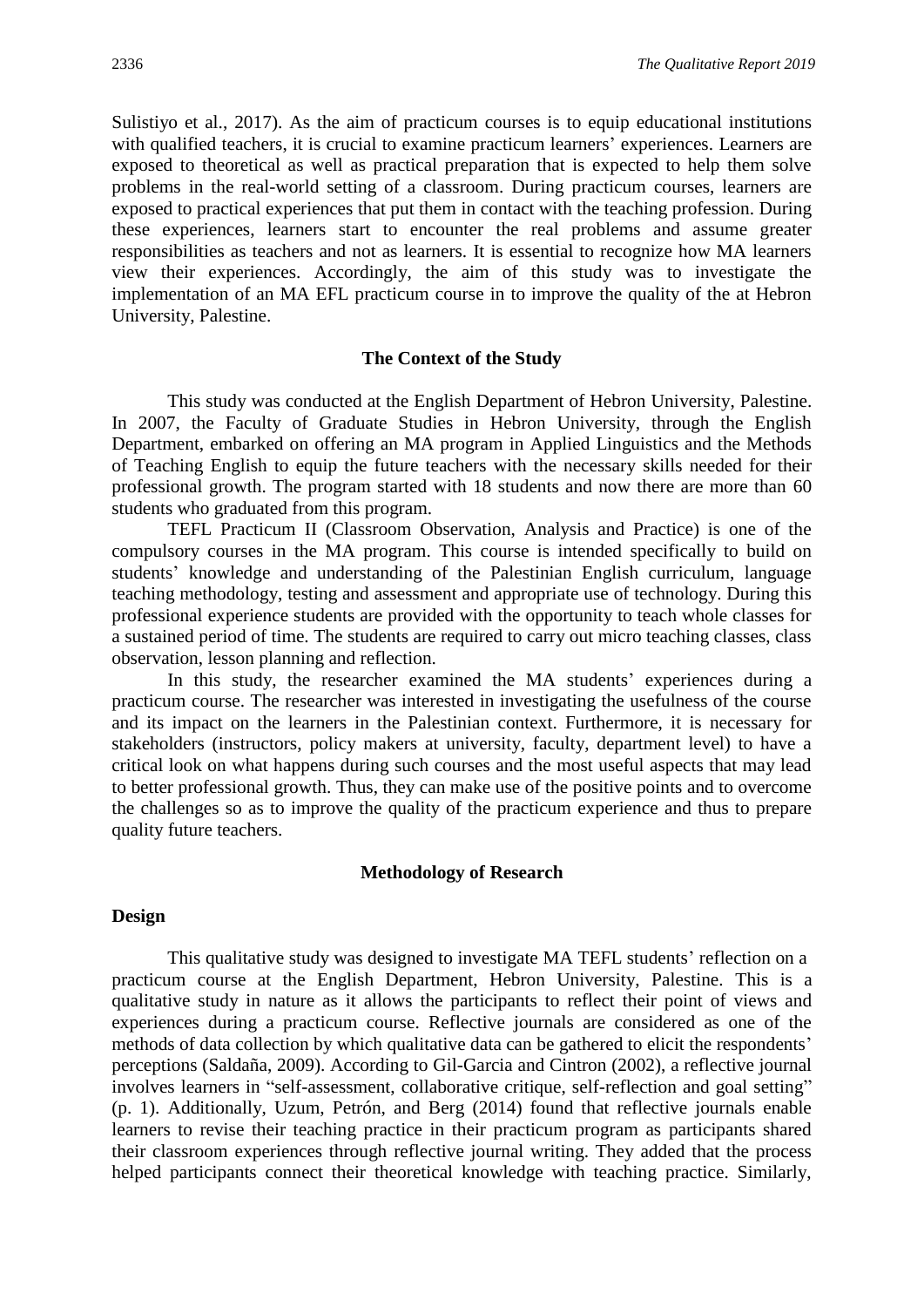Sulistiyo et al., 2017). As the aim of practicum courses is to equip educational institutions with qualified teachers, it is crucial to examine practicum learners' experiences. Learners are exposed to theoretical as well as practical preparation that is expected to help them solve problems in the real-world setting of a classroom. During practicum courses, learners are exposed to practical experiences that put them in contact with the teaching profession. During these experiences, learners start to encounter the real problems and assume greater responsibilities as teachers and not as learners. It is essential to recognize how MA learners view their experiences. Accordingly, the aim of this study was to investigate the implementation of an MA EFL practicum course in to improve the quality of the at Hebron University, Palestine.

## The Context of the Study

This study was conducted at the English Department of Hebron University, Palestine. In 2007, the Faculty of Graduate Studies in Hebron University, through the English Department, embarked on offering an MA program in Applied Linguistics and the Methods of Teaching English to equip the future teachers with the necessary skills needed for their professional growth. The program started with 18 students and now there are more than 60 students who graduated from this program.

TEFL Practicum II (Classroom Observation, Analysis and Practice) is one of the compulsory courses in the MA program. This course is intended specifically to build on students' knowledge and understanding of the Palestinian English curriculum, language teaching methodology, testing and assessment and appropriate use of technology. During this professional experience students are provided with the opportunity to teach whole classes for a sustained period of time. The students are required to carry out micro teaching classes, class observation, lesson planning and reflection.

In this study, the researcher examined the MA students' experiences during a practicum course. The researcher was interested in investigating the usefulness of the course and its impact on the learners in the Palestinian context. Furthermore, it is necessary for stakeholders (instructors, policy makers at university, faculty, department level) to have a critical look on what happens during such courses and the most useful aspects that may lead to better professional growth. Thus, they can make use of the positive points and to overcome the challenges so as to improve the quality of the practicum experience and thus to prepare quality future teachers.

## Methodology of Research

### Design

This qualitative study was designed to investigate MA TEFL students' reflection on a practicum course at the English Department, Hebron University, Palestine. This is a qualitative study in nature as it allows the participants to reflect their point of views and experiences during a practicum course. Reflective journals are considered as one of the methods of data collection by which qualitative data can be gathered to elicit the respondents' perceptions (Saldaña, 2009). According to Gil-Garcia and Cintron (2002), a reflective journal involves learners in "self-assessment, collaborative critique, self-reflection and goal setting" (p. 1). Additionally, Uzum, Petrón, and Berg (2014) found that reflective journals enable learners to revise their teaching practice in their practicum program as participants shared their classroom experiences through reflective journal writing. They added that the process helped participants connect their theoretical knowledge with teaching practice. Similarly,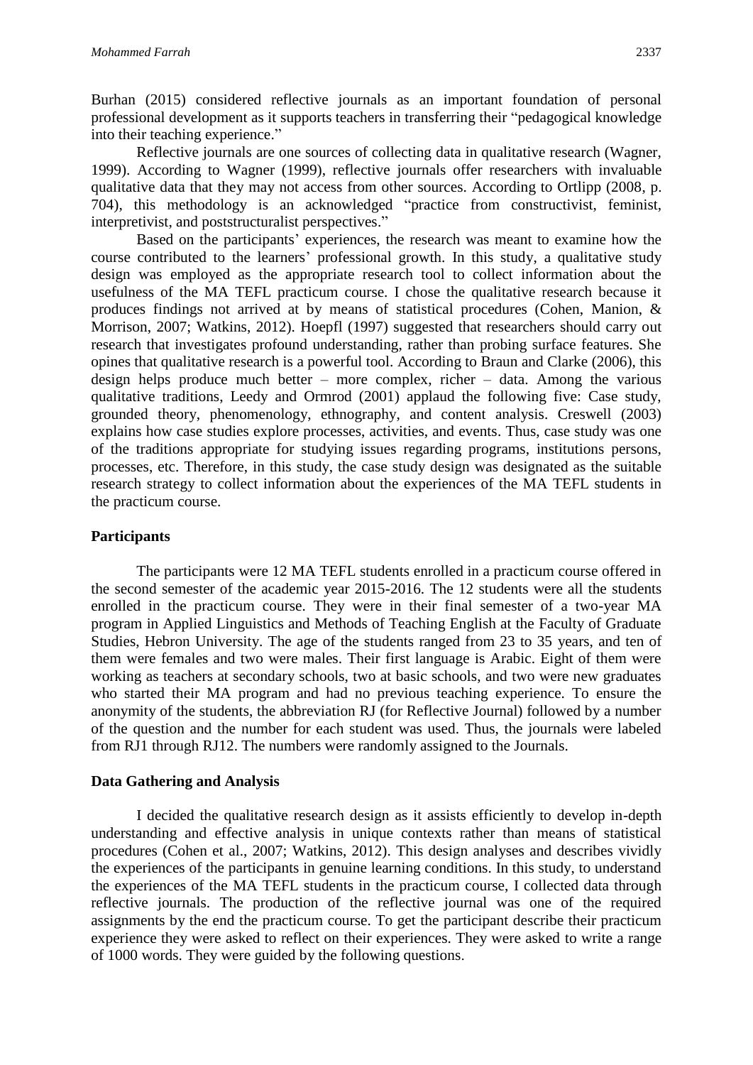Burhan (2015) considered reflective journals as an important foundation of personal professional development as it supports teachers in transferring their "pedagogical knowledge into their teaching experience."

Reflective journals are one sources of collecting data in qualitative research (Wagner, 1999). According to Wagner (1999), reflective journals offer researchers with invaluable qualitative data that they may not access from other sources. According to Ortlipp (2008, p. 704), this methodology is an acknowledged "practice from constructivist, feminist, interpretivist, and poststructuralist perspectives."

Based on the participants' experiences, the research was meant to examine how the course contributed to the learners' professional growth. In this study, a qualitative study design was employed as the appropriate research tool to collect information about the usefulness of the MA TEFL practicum course. I chose the qualitative research because it produces findings not arrived at by means of statistical procedures (Cohen, Manion, & Morrison, 2007; Watkins, 2012). Hoepfl (1997) suggested that researchers should carry out research that investigates profound understanding, rather than probing surface features. She opines that qualitative research is a powerful tool. According to Braun and Clarke (2006), this design helps produce much better – more complex, richer – data. Among the various qualitative traditions, Leedy and Ormrod (2001) applaud the following five: Case study, grounded theory, phenomenology, ethnography, and content analysis. Creswell (2003) explains how case studies explore processes, activities, and events. Thus, case study was one of the traditions appropriate for studying issues regarding programs, institutions persons, processes, etc. Therefore, in this study, the case study design was designated as the suitable research strategy to collect information about the experiences of the MA TEFL students in the practicum course.

## Participants

The participants were 12 MA TEFL students enrolled in a practicum course offered in the second semester of the academic year 2015-2016. The 12 students were all the students enrolled in the practicum course. They were in their final semester of a two-year MA program in Applied Linguistics and Methods of Teaching English at the Faculty of Graduate Studies, Hebron University. The age of the students ranged from 23 to 35 years, and ten of them were females and two were males. Their first language is Arabic. Eight of them were working as teachers at secondary schools, two at basic schools, and two were new graduates who started their MA program and had no previous teaching experience. To ensure the anonymity of the students, the abbreviation RJ (for Reflective Journal) followed by a number of the question and the number for each student was used. Thus, the journals were labeled from RJ1 through RJ12. The numbers were randomly assigned to the Journals.

## Data Gathering and Analysis

I decided the qualitative research design as it assists efficiently to develop in-depth understanding and effective analysis in unique contexts rather than means of statistical procedures (Cohen et al., 2007; Watkins, 2012). This design analyses and describes vividly the experiences of the participants in genuine learning conditions. In this study, to understand the experiences of the MA TEFL students in the practicum course, I collected data through reflective journals. The production of the reflective journal was one of the required assignments by the end the practicum course. To get the participant describe their practicum experience they were asked to reflect on their experiences. They were asked to write a range of 1000 words. They were guided by the following questions.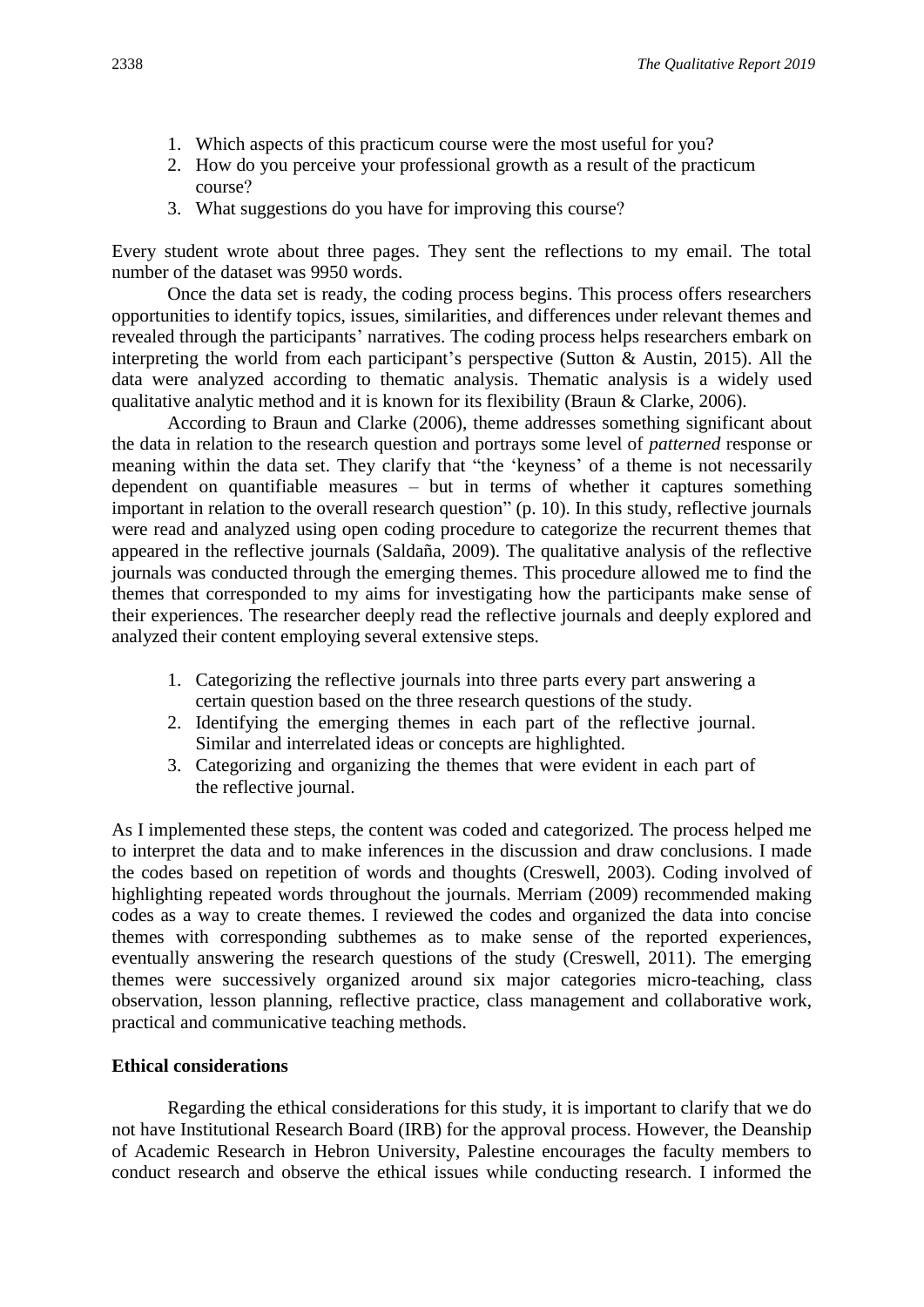1. Which aspects of this practicum course were the most useful for you?
2. How do you perceive your professional growth as a result of the practicum course?
3. What suggestions do you have for improving this course?

Every student wrote about three pages. They sent the reflections to my email. The total number of the dataset was 9950 words.

Once the data set is ready, the coding process begins. This process offers researchers opportunities to identify topics, issues, similarities, and differences under relevant themes and revealed through the participants' narratives. The coding process helps researchers embark on interpreting the world from each participant's perspective (Sutton & Austin, 2015). All the data were analyzed according to thematic analysis. Thematic analysis is a widely used qualitative analytic method and it is known for its flexibility (Braun & Clarke, 2006).

According to Braun and Clarke (2006), theme addresses something significant about the data in relation to the research question and portrays some level of *patterned* response or meaning within the data set. They clarify that "the 'keyness' of a theme is not necessarily dependent on quantifiable measures – but in terms of whether it captures something important in relation to the overall research question" (p. 10). In this study, reflective journals were read and analyzed using open coding procedure to categorize the recurrent themes that appeared in the reflective journals (Saldaña, 2009). The qualitative analysis of the reflective journals was conducted through the emerging themes. This procedure allowed me to find the themes that corresponded to my aims for investigating how the participants make sense of their experiences. The researcher deeply read the reflective journals and deeply explored and analyzed their content employing several extensive steps.

1. Categorizing the reflective journals into three parts every part answering a certain question based on the three research questions of the study.
2. Identifying the emerging themes in each part of the reflective journal. Similar and interrelated ideas or concepts are highlighted.
3. Categorizing and organizing the themes that were evident in each part of the reflective journal.

As I implemented these steps, the content was coded and categorized. The process helped me to interpret the data and to make inferences in the discussion and draw conclusions. I made the codes based on repetition of words and thoughts (Creswell, 2003). Coding involved of highlighting repeated words throughout the journals. Merriam (2009) recommended making codes as a way to create themes. I reviewed the codes and organized the data into concise themes with corresponding subthemes as to make sense of the reported experiences, eventually answering the research questions of the study (Creswell, 2011). The emerging themes were successively organized around six major categories micro-teaching, class observation, lesson planning, reflective practice, class management and collaborative work, practical and communicative teaching methods.

**Ethical considerations**

Regarding the ethical considerations for this study, it is important to clarify that we do not have Institutional Research Board (IRB) for the approval process. However, the Deanship of Academic Research in Hebron University, Palestine encourages the faculty members to conduct research and observe the ethical issues while conducting research. I informed the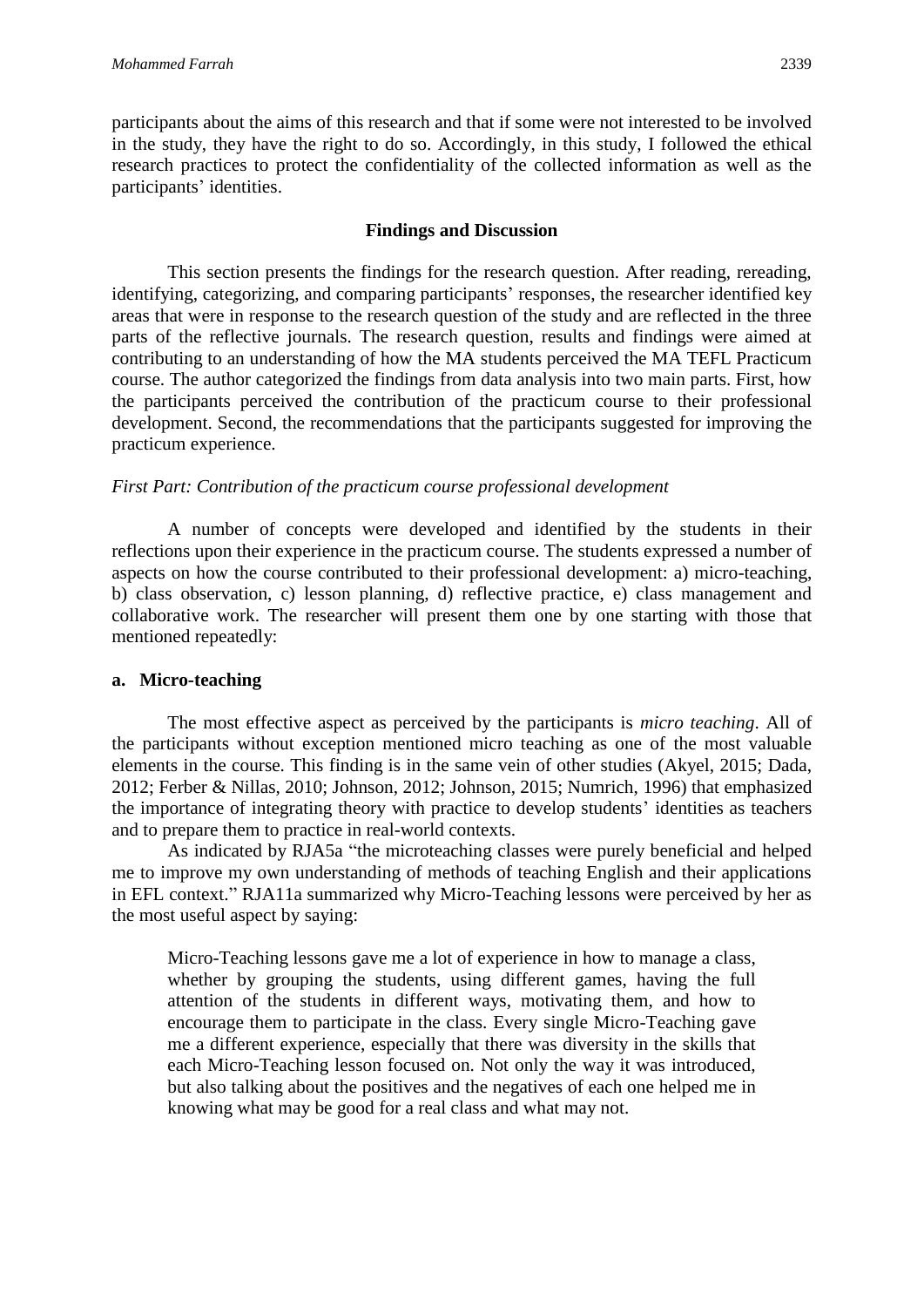participants about the aims of this research and that if some were not interested to be involved in the study, they have the right to do so. Accordingly, in this study, I followed the ethical research practices to protect the confidentiality of the collected information as well as the participants' identities.

## Findings and Discussion

This section presents the findings for the research question. After reading, rereading, identifying, categorizing, and comparing participants' responses, the researcher identified key areas that were in response to the research question of the study and are reflected in the three parts of the reflective journals. The research question, results and findings were aimed at contributing to an understanding of how the MA students perceived the MA TEFL Practicum course. The author categorized the findings from data analysis into two main parts. First, how the participants perceived the contribution of the practicum course to their professional development. Second, the recommendations that the participants suggested for improving the practicum experience.

### *First Part: Contribution of the practicum course professional development*

A number of concepts were developed and identified by the students in their reflections upon their experience in the practicum course. The students expressed a number of aspects on how the course contributed to their professional development: a) micro-teaching, b) class observation, c) lesson planning, d) reflective practice, e) class management and collaborative work. The researcher will present them one by one starting with those that mentioned repeatedly:

#### a. Micro-teaching

The most effective aspect as perceived by the participants is *micro teaching*. All of the participants without exception mentioned micro teaching as one of the most valuable elements in the course. This finding is in the same vein of other studies (Akyel, 2015; Dada, 2012; Ferber & Nillas, 2010; Johnson, 2012; Johnson, 2015; Numrich, 1996) that emphasized the importance of integrating theory with practice to develop students' identities as teachers and to prepare them to practice in real-world contexts.

As indicated by RJA5a "the microteaching classes were purely beneficial and helped me to improve my own understanding of methods of teaching English and their applications in EFL context." RJA11a summarized why Micro-Teaching lessons were perceived by her as the most useful aspect by saying:

> Micro-Teaching lessons gave me a lot of experience in how to manage a class, whether by grouping the students, using different games, having the full attention of the students in different ways, motivating them, and how to encourage them to participate in the class. Every single Micro-Teaching gave me a different experience, especially that there was diversity in the skills that each Micro-Teaching lesson focused on. Not only the way it was introduced, but also talking about the positives and the negatives of each one helped me in knowing what may be good for a real class and what may not.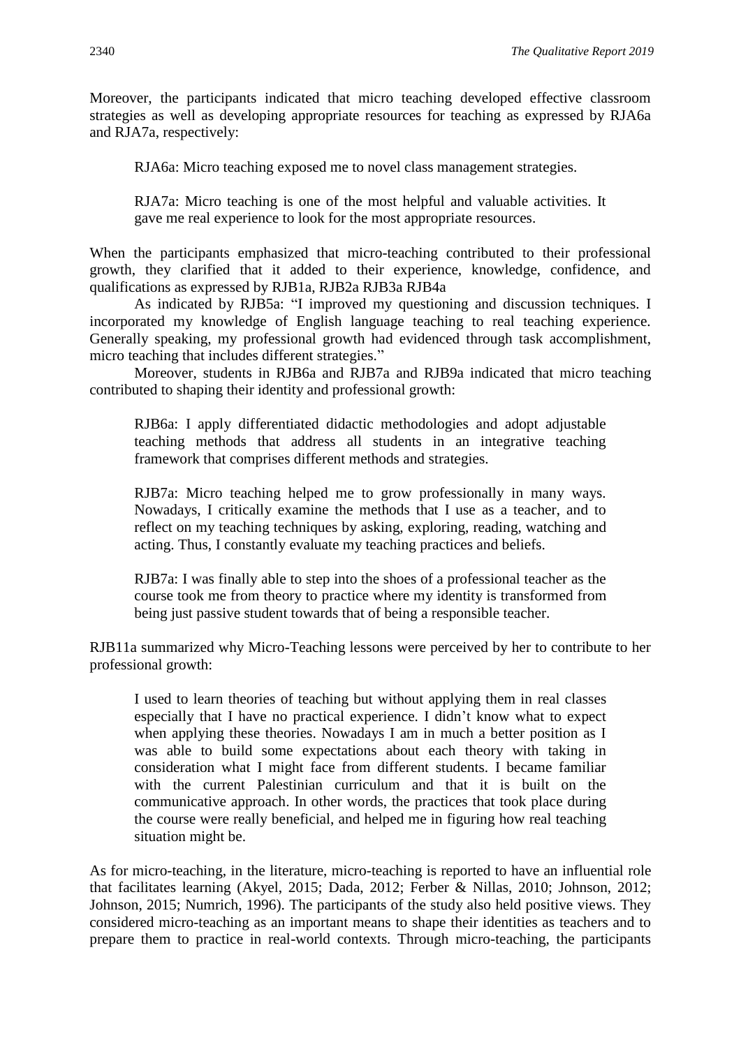Moreover, the participants indicated that micro teaching developed effective classroom strategies as well as developing appropriate resources for teaching as expressed by RJA6a and RJA7a, respectively:

> RJA6a: Micro teaching exposed me to novel class management strategies.
>
> RJA7a: Micro teaching is one of the most helpful and valuable activities. It gave me real experience to look for the most appropriate resources.

When the participants emphasized that micro-teaching contributed to their professional growth, they clarified that it added to their experience, knowledge, confidence, and qualifications as expressed by RJB1a, RJB2a RJB3a RJB4a

As indicated by RJB5a: "I improved my questioning and discussion techniques. I incorporated my knowledge of English language teaching to real teaching experience. Generally speaking, my professional growth had evidenced through task accomplishment, micro teaching that includes different strategies."

Moreover, students in RJB6a and RJB7a and RJB9a indicated that micro teaching contributed to shaping their identity and professional growth:

> RJB6a: I apply differentiated didactic methodologies and adopt adjustable teaching methods that address all students in an integrative teaching framework that comprises different methods and strategies.
>
> RJB7a: Micro teaching helped me to grow professionally in many ways. Nowadays, I critically examine the methods that I use as a teacher, and to reflect on my teaching techniques by asking, exploring, reading, watching and acting. Thus, I constantly evaluate my teaching practices and beliefs.
>
> RJB7a: I was finally able to step into the shoes of a professional teacher as the course took me from theory to practice where my identity is transformed from being just passive student towards that of being a responsible teacher.

RJB11a summarized why Micro-Teaching lessons were perceived by her to contribute to her professional growth:

> I used to learn theories of teaching but without applying them in real classes especially that I have no practical experience. I didn't know what to expect when applying these theories. Nowadays I am in much a better position as I was able to build some expectations about each theory with taking in consideration what I might face from different students. I became familiar with the current Palestinian curriculum and that it is built on the communicative approach. In other words, the practices that took place during the course were really beneficial, and helped me in figuring how real teaching situation might be.

As for micro-teaching, in the literature, micro-teaching is reported to have an influential role that facilitates learning (Akyel, 2015; Dada, 2012; Ferber & Nillas, 2010; Johnson, 2012; Johnson, 2015; Numrich, 1996). The participants of the study also held positive views. They considered micro-teaching as an important means to shape their identities as teachers and to prepare them to practice in real-world contexts. Through micro-teaching, the participants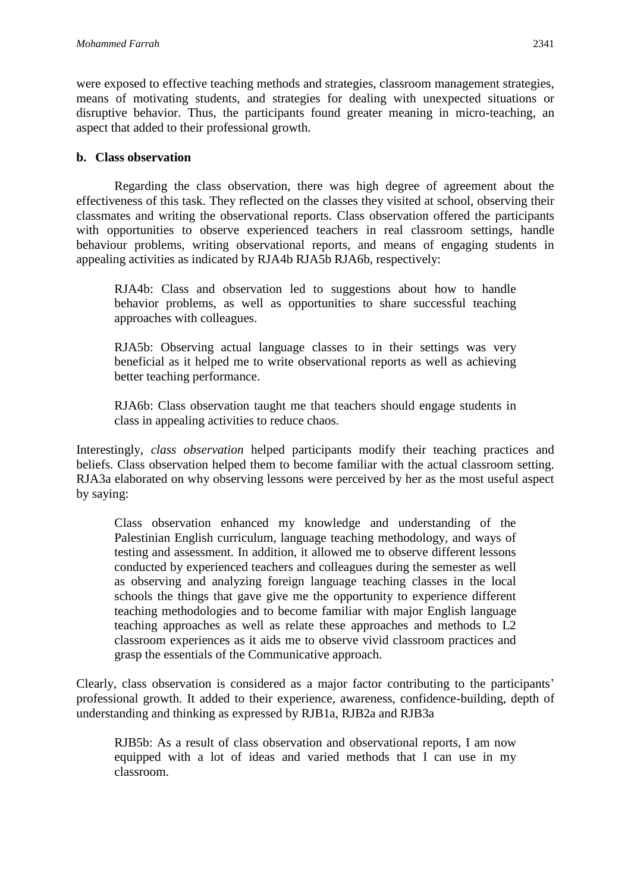were exposed to effective teaching methods and strategies, classroom management strategies, means of motivating students, and strategies for dealing with unexpected situations or disruptive behavior. Thus, the participants found greater meaning in micro-teaching, an aspect that added to their professional growth.

**b. Class observation**

Regarding the class observation, there was high degree of agreement about the effectiveness of this task. They reflected on the classes they visited at school, observing their classmates and writing the observational reports. Class observation offered the participants with opportunities to observe experienced teachers in real classroom settings, handle behaviour problems, writing observational reports, and means of engaging students in appealing activities as indicated by RJA4b RJA5b RJA6b, respectively:

> RJA4b: Class and observation led to suggestions about how to handle behavior problems, as well as opportunities to share successful teaching approaches with colleagues.
>
> RJA5b: Observing actual language classes to in their settings was very beneficial as it helped me to write observational reports as well as achieving better teaching performance.
>
> RJA6b: Class observation taught me that teachers should engage students in class in appealing activities to reduce chaos.

Interestingly, *class observation* helped participants modify their teaching practices and beliefs. Class observation helped them to become familiar with the actual classroom setting. RJA3a elaborated on why observing lessons were perceived by her as the most useful aspect by saying:

> Class observation enhanced my knowledge and understanding of the Palestinian English curriculum, language teaching methodology, and ways of testing and assessment. In addition, it allowed me to observe different lessons conducted by experienced teachers and colleagues during the semester as well as observing and analyzing foreign language teaching classes in the local schools the things that gave give me the opportunity to experience different teaching methodologies and to become familiar with major English language teaching approaches as well as relate these approaches and methods to L2 classroom experiences as it aids me to observe vivid classroom practices and grasp the essentials of the Communicative approach.

Clearly, class observation is considered as a major factor contributing to the participants' professional growth. It added to their experience, awareness, confidence-building, depth of understanding and thinking as expressed by RJB1a, RJB2a and RJB3a

> RJB5b: As a result of class observation and observational reports, I am now equipped with a lot of ideas and varied methods that I can use in my classroom.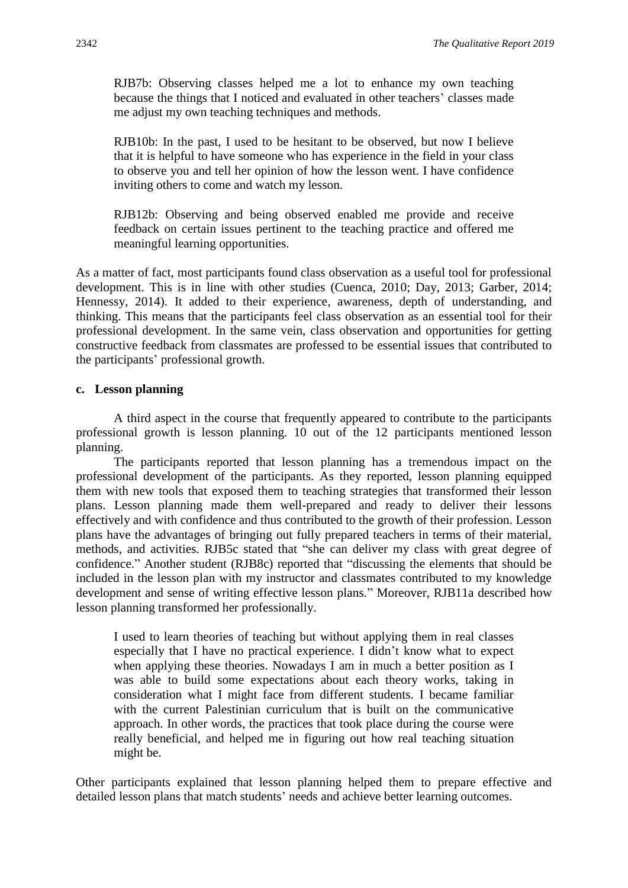> RJB7b: Observing classes helped me a lot to enhance my own teaching because the things that I noticed and evaluated in other teachers' classes made me adjust my own teaching techniques and methods.

> RJB10b: In the past, I used to be hesitant to be observed, but now I believe that it is helpful to have someone who has experience in the field in your class to observe you and tell her opinion of how the lesson went. I have confidence inviting others to come and watch my lesson.

> RJB12b: Observing and being observed enabled me provide and receive feedback on certain issues pertinent to the teaching practice and offered me meaningful learning opportunities.

As a matter of fact, most participants found class observation as a useful tool for professional development. This is in line with other studies (Cuenca, 2010; Day, 2013; Garber, 2014; Hennessy, 2014). It added to their experience, awareness, depth of understanding, and thinking. This means that the participants feel class observation as an essential tool for their professional development. In the same vein, class observation and opportunities for getting constructive feedback from classmates are professed to be essential issues that contributed to the participants' professional growth.

**c. Lesson planning**

A third aspect in the course that frequently appeared to contribute to the participants professional growth is lesson planning. 10 out of the 12 participants mentioned lesson planning.

The participants reported that lesson planning has a tremendous impact on the professional development of the participants. As they reported, lesson planning equipped them with new tools that exposed them to teaching strategies that transformed their lesson plans. Lesson planning made them well-prepared and ready to deliver their lessons effectively and with confidence and thus contributed to the growth of their profession. Lesson plans have the advantages of bringing out fully prepared teachers in terms of their material, methods, and activities. RJB5c stated that "she can deliver my class with great degree of confidence." Another student (RJB8c) reported that "discussing the elements that should be included in the lesson plan with my instructor and classmates contributed to my knowledge development and sense of writing effective lesson plans." Moreover, RJB11a described how lesson planning transformed her professionally.

> I used to learn theories of teaching but without applying them in real classes especially that I have no practical experience. I didn't know what to expect when applying these theories. Nowadays I am in much a better position as I was able to build some expectations about each theory works, taking in consideration what I might face from different students. I became familiar with the current Palestinian curriculum that is built on the communicative approach. In other words, the practices that took place during the course were really beneficial, and helped me in figuring out how real teaching situation might be.

Other participants explained that lesson planning helped them to prepare effective and detailed lesson plans that match students' needs and achieve better learning outcomes.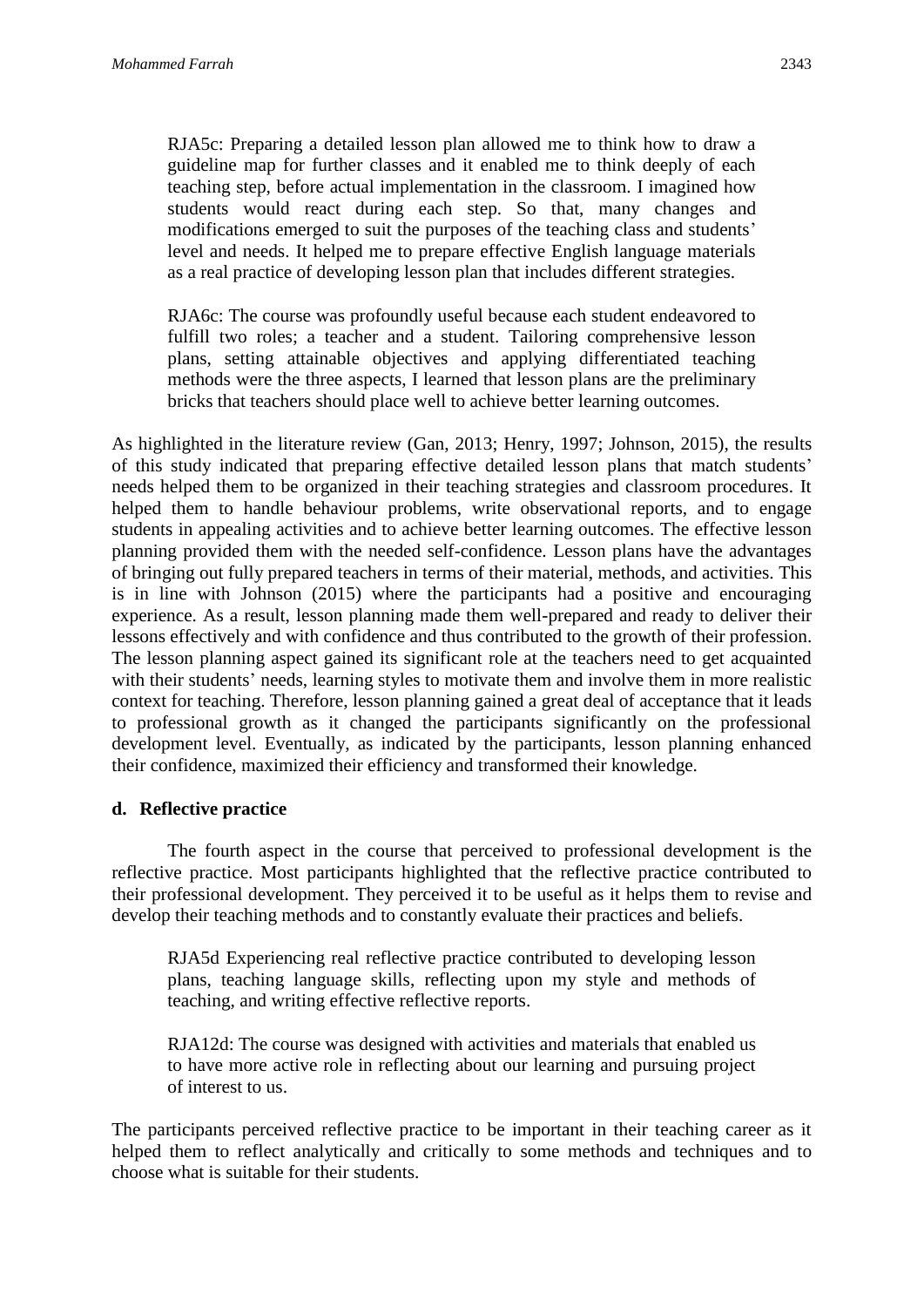> RJA5c: Preparing a detailed lesson plan allowed me to think how to draw a guideline map for further classes and it enabled me to think deeply of each teaching step, before actual implementation in the classroom. I imagined how students would react during each step. So that, many changes and modifications emerged to suit the purposes of the teaching class and students' level and needs. It helped me to prepare effective English language materials as a real practice of developing lesson plan that includes different strategies.

> RJA6c: The course was profoundly useful because each student endeavored to fulfill two roles; a teacher and a student. Tailoring comprehensive lesson plans, setting attainable objectives and applying differentiated teaching methods were the three aspects, I learned that lesson plans are the preliminary bricks that teachers should place well to achieve better learning outcomes.

As highlighted in the literature review (Gan, 2013; Henry, 1997; Johnson, 2015), the results of this study indicated that preparing effective detailed lesson plans that match students' needs helped them to be organized in their teaching strategies and classroom procedures. It helped them to handle behaviour problems, write observational reports, and to engage students in appealing activities and to achieve better learning outcomes. The effective lesson planning provided them with the needed self-confidence. Lesson plans have the advantages of bringing out fully prepared teachers in terms of their material, methods, and activities. This is in line with Johnson (2015) where the participants had a positive and encouraging experience. As a result, lesson planning made them well-prepared and ready to deliver their lessons effectively and with confidence and thus contributed to the growth of their profession. The lesson planning aspect gained its significant role at the teachers need to get acquainted with their students' needs, learning styles to motivate them and involve them in more realistic context for teaching. Therefore, lesson planning gained a great deal of acceptance that it leads to professional growth as it changed the participants significantly on the professional development level. Eventually, as indicated by the participants, lesson planning enhanced their confidence, maximized their efficiency and transformed their knowledge.

#### d. Reflective practice

The fourth aspect in the course that perceived to professional development is the reflective practice. Most participants highlighted that the reflective practice contributed to their professional development. They perceived it to be useful as it helps them to revise and develop their teaching methods and to constantly evaluate their practices and beliefs.

> RJA5d Experiencing real reflective practice contributed to developing lesson plans, teaching language skills, reflecting upon my style and methods of teaching, and writing effective reflective reports.

> RJA12d: The course was designed with activities and materials that enabled us to have more active role in reflecting about our learning and pursuing project of interest to us.

The participants perceived reflective practice to be important in their teaching career as it helped them to reflect analytically and critically to some methods and techniques and to choose what is suitable for their students.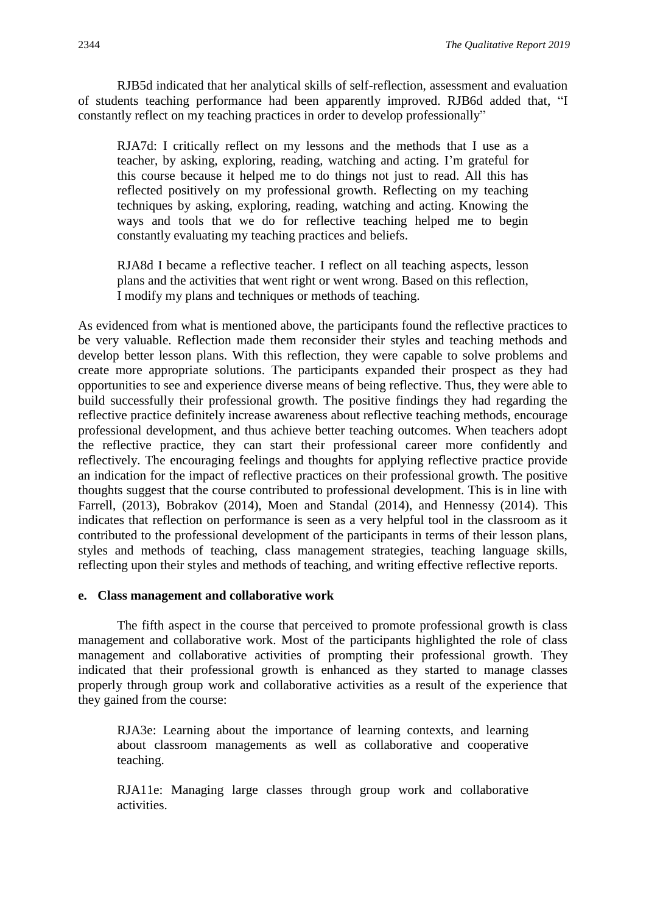RJB5d indicated that her analytical skills of self-reflection, assessment and evaluation of students teaching performance had been apparently improved. RJB6d added that, "I constantly reflect on my teaching practices in order to develop professionally"

> RJA7d: I critically reflect on my lessons and the methods that I use as a teacher, by asking, exploring, reading, watching and acting. I'm grateful for this course because it helped me to do things not just to read. All this has reflected positively on my professional growth. Reflecting on my teaching techniques by asking, exploring, reading, watching and acting. Knowing the ways and tools that we do for reflective teaching helped me to begin constantly evaluating my teaching practices and beliefs.
>
> RJA8d I became a reflective teacher. I reflect on all teaching aspects, lesson plans and the activities that went right or went wrong. Based on this reflection, I modify my plans and techniques or methods of teaching.

As evidenced from what is mentioned above, the participants found the reflective practices to be very valuable. Reflection made them reconsider their styles and teaching methods and develop better lesson plans. With this reflection, they were capable to solve problems and create more appropriate solutions. The participants expanded their prospect as they had opportunities to see and experience diverse means of being reflective. Thus, they were able to build successfully their professional growth. The positive findings they had regarding the reflective practice definitely increase awareness about reflective teaching methods, encourage professional development, and thus achieve better teaching outcomes. When teachers adopt the reflective practice, they can start their professional career more confidently and reflectively. The encouraging feelings and thoughts for applying reflective practice provide an indication for the impact of reflective practices on their professional growth. The positive thoughts suggest that the course contributed to professional development. This is in line with Farrell, (2013), Bobrakov (2014), Moen and Standal (2014), and Hennessy (2014). This indicates that reflection on performance is seen as a very helpful tool in the classroom as it contributed to the professional development of the participants in terms of their lesson plans, styles and methods of teaching, class management strategies, teaching language skills, reflecting upon their styles and methods of teaching, and writing effective reflective reports.

#### e. Class management and collaborative work

The fifth aspect in the course that perceived to promote professional growth is class management and collaborative work. Most of the participants highlighted the role of class management and collaborative activities of prompting their professional growth. They indicated that their professional growth is enhanced as they started to manage classes properly through group work and collaborative activities as a result of the experience that they gained from the course:

> RJA3e: Learning about the importance of learning contexts, and learning about classroom managements as well as collaborative and cooperative teaching.
>
> RJA11e: Managing large classes through group work and collaborative activities.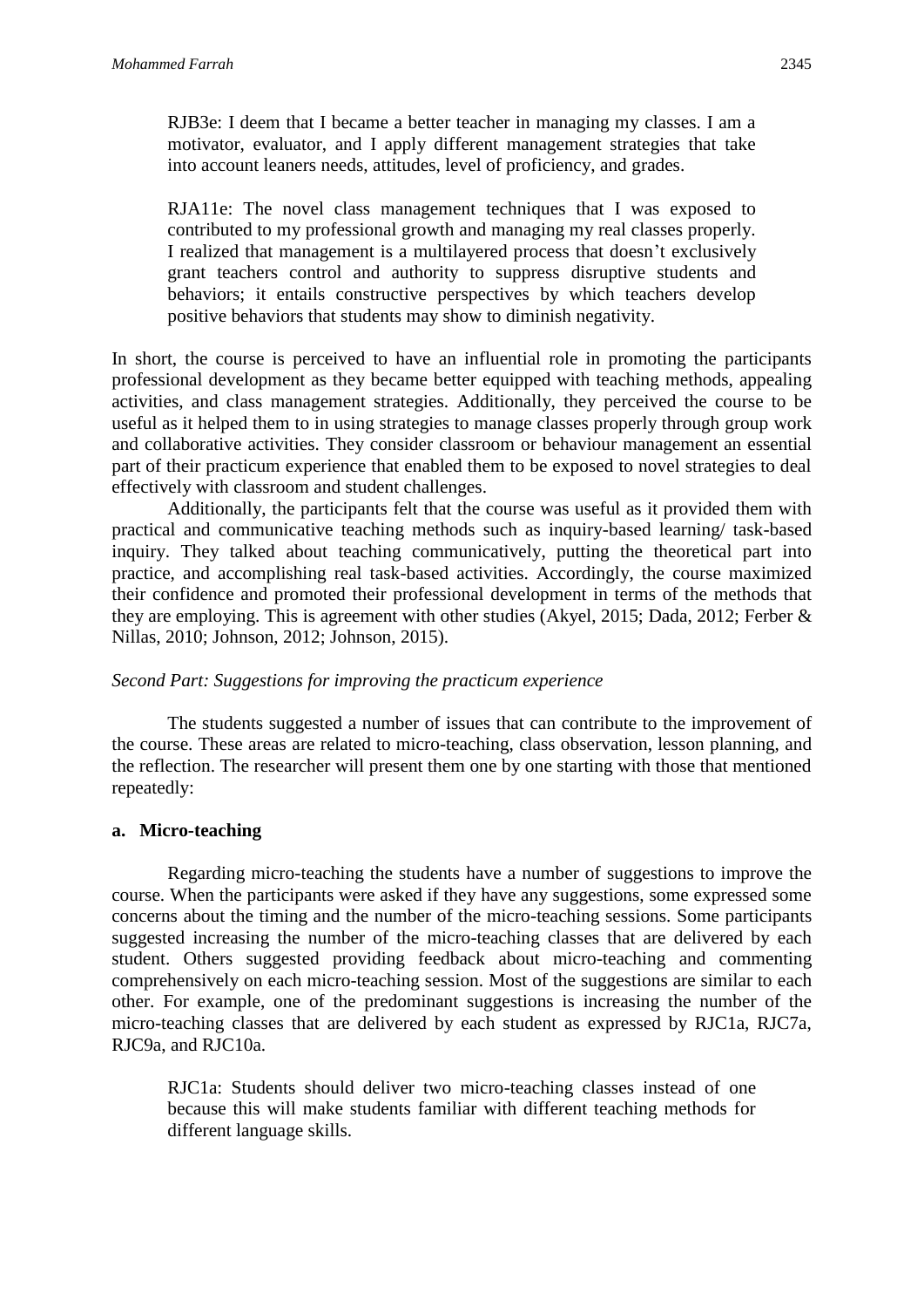RJB3e: I deem that I became a better teacher in managing my classes. I am a motivator, evaluator, and I apply different management strategies that take into account leaners needs, attitudes, level of proficiency, and grades.

RJA11e: The novel class management techniques that I was exposed to contributed to my professional growth and managing my real classes properly. I realized that management is a multilayered process that doesn't exclusively grant teachers control and authority to suppress disruptive students and behaviors; it entails constructive perspectives by which teachers develop positive behaviors that students may show to diminish negativity.

In short, the course is perceived to have an influential role in promoting the participants professional development as they became better equipped with teaching methods, appealing activities, and class management strategies. Additionally, they perceived the course to be useful as it helped them to in using strategies to manage classes properly through group work and collaborative activities. They consider classroom or behaviour management an essential part of their practicum experience that enabled them to be exposed to novel strategies to deal effectively with classroom and student challenges.

Additionally, the participants felt that the course was useful as it provided them with practical and communicative teaching methods such as inquiry-based learning/ task-based inquiry. They talked about teaching communicatively, putting the theoretical part into practice, and accomplishing real task-based activities. Accordingly, the course maximized their confidence and promoted their professional development in terms of the methods that they are employing. This is agreement with other studies (Akyel, 2015; Dada, 2012; Ferber & Nillas, 2010; Johnson, 2012; Johnson, 2015).

*Second Part: Suggestions for improving the practicum experience*

The students suggested a number of issues that can contribute to the improvement of the course. These areas are related to micro-teaching, class observation, lesson planning, and the reflection. The researcher will present them one by one starting with those that mentioned repeatedly:

**a. Micro-teaching**

Regarding micro-teaching the students have a number of suggestions to improve the course. When the participants were asked if they have any suggestions, some expressed some concerns about the timing and the number of the micro-teaching sessions. Some participants suggested increasing the number of the micro-teaching classes that are delivered by each student. Others suggested providing feedback about micro-teaching and commenting comprehensively on each micro-teaching session. Most of the suggestions are similar to each other. For example, one of the predominant suggestions is increasing the number of the micro-teaching classes that are delivered by each student as expressed by RJC1a, RJC7a, RJC9a, and RJC10a.

RJC1a: Students should deliver two micro-teaching classes instead of one because this will make students familiar with different teaching methods for different language skills.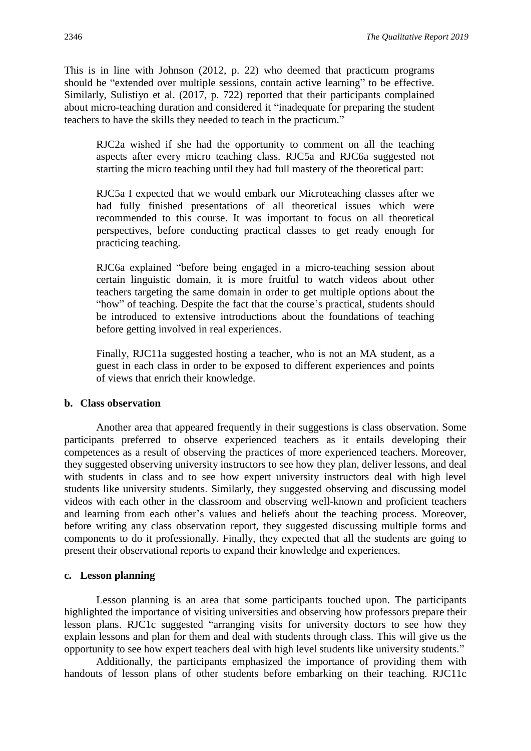This is in line with Johnson (2012, p. 22) who deemed that practicum programs should be "extended over multiple sessions, contain active learning" to be effective. Similarly, Sulistiyo et al. (2017, p. 722) reported that their participants complained about micro-teaching duration and considered it "inadequate for preparing the student teachers to have the skills they needed to teach in the practicum."

> RJC2a wished if she had the opportunity to comment on all the teaching aspects after every micro teaching class. RJC5a and RJC6a suggested not starting the micro teaching until they had full mastery of the theoretical part:
>
> RJC5a I expected that we would embark our Microteaching classes after we had fully finished presentations of all theoretical issues which were recommended to this course. It was important to focus on all theoretical perspectives, before conducting practical classes to get ready enough for practicing teaching.
>
> RJC6a explained "before being engaged in a micro-teaching session about certain linguistic domain, it is more fruitful to watch videos about other teachers targeting the same domain in order to get multiple options about the "how" of teaching. Despite the fact that the course's practical, students should be introduced to extensive introductions about the foundations of teaching before getting involved in real experiences.
>
> Finally, RJC11a suggested hosting a teacher, who is not an MA student, as a guest in each class in order to be exposed to different experiences and points of views that enrich their knowledge.

**b. Class observation**

Another area that appeared frequently in their suggestions is class observation. Some participants preferred to observe experienced teachers as it entails developing their competences as a result of observing the practices of more experienced teachers. Moreover, they suggested observing university instructors to see how they plan, deliver lessons, and deal with students in class and to see how expert university instructors deal with high level students like university students. Similarly, they suggested observing and discussing model videos with each other in the classroom and observing well-known and proficient teachers and learning from each other's values and beliefs about the teaching process. Moreover, before writing any class observation report, they suggested discussing multiple forms and components to do it professionally. Finally, they expected that all the students are going to present their observational reports to expand their knowledge and experiences.

**c. Lesson planning**

Lesson planning is an area that some participants touched upon. The participants highlighted the importance of visiting universities and observing how professors prepare their lesson plans. RJC1c suggested "arranging visits for university doctors to see how they explain lessons and plan for them and deal with students through class. This will give us the opportunity to see how expert teachers deal with high level students like university students."

Additionally, the participants emphasized the importance of providing them with handouts of lesson plans of other students before embarking on their teaching. RJC11c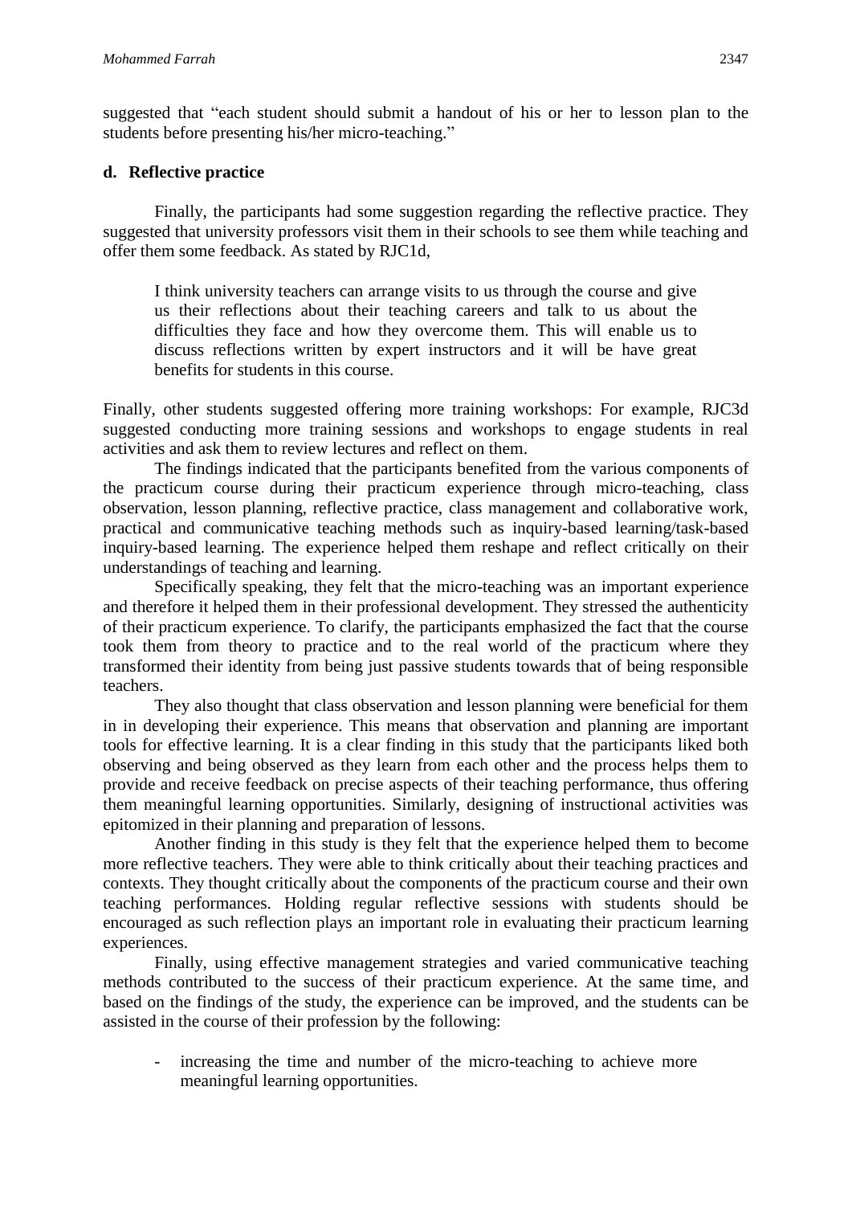suggested that "each student should submit a handout of his or her to lesson plan to the students before presenting his/her micro-teaching."

**d. Reflective practice**

Finally, the participants had some suggestion regarding the reflective practice. They suggested that university professors visit them in their schools to see them while teaching and offer them some feedback. As stated by RJC1d,

> I think university teachers can arrange visits to us through the course and give us their reflections about their teaching careers and talk to us about the difficulties they face and how they overcome them. This will enable us to discuss reflections written by expert instructors and it will be have great benefits for students in this course.

Finally, other students suggested offering more training workshops: For example, RJC3d suggested conducting more training sessions and workshops to engage students in real activities and ask them to review lectures and reflect on them.

The findings indicated that the participants benefited from the various components of the practicum course during their practicum experience through micro-teaching, class observation, lesson planning, reflective practice, class management and collaborative work, practical and communicative teaching methods such as inquiry-based learning/task-based inquiry-based learning. The experience helped them reshape and reflect critically on their understandings of teaching and learning.

Specifically speaking, they felt that the micro-teaching was an important experience and therefore it helped them in their professional development. They stressed the authenticity of their practicum experience. To clarify, the participants emphasized the fact that the course took them from theory to practice and to the real world of the practicum where they transformed their identity from being just passive students towards that of being responsible teachers.

They also thought that class observation and lesson planning were beneficial for them in in developing their experience. This means that observation and planning are important tools for effective learning. It is a clear finding in this study that the participants liked both observing and being observed as they learn from each other and the process helps them to provide and receive feedback on precise aspects of their teaching performance, thus offering them meaningful learning opportunities. Similarly, designing of instructional activities was epitomized in their planning and preparation of lessons.

Another finding in this study is they felt that the experience helped them to become more reflective teachers. They were able to think critically about their teaching practices and contexts. They thought critically about the components of the practicum course and their own teaching performances. Holding regular reflective sessions with students should be encouraged as such reflection plays an important role in evaluating their practicum learning experiences.

Finally, using effective management strategies and varied communicative teaching methods contributed to the success of their practicum experience. At the same time, and based on the findings of the study, the experience can be improved, and the students can be assisted in the course of their profession by the following:

- increasing the time and number of the micro-teaching to achieve more meaningful learning opportunities.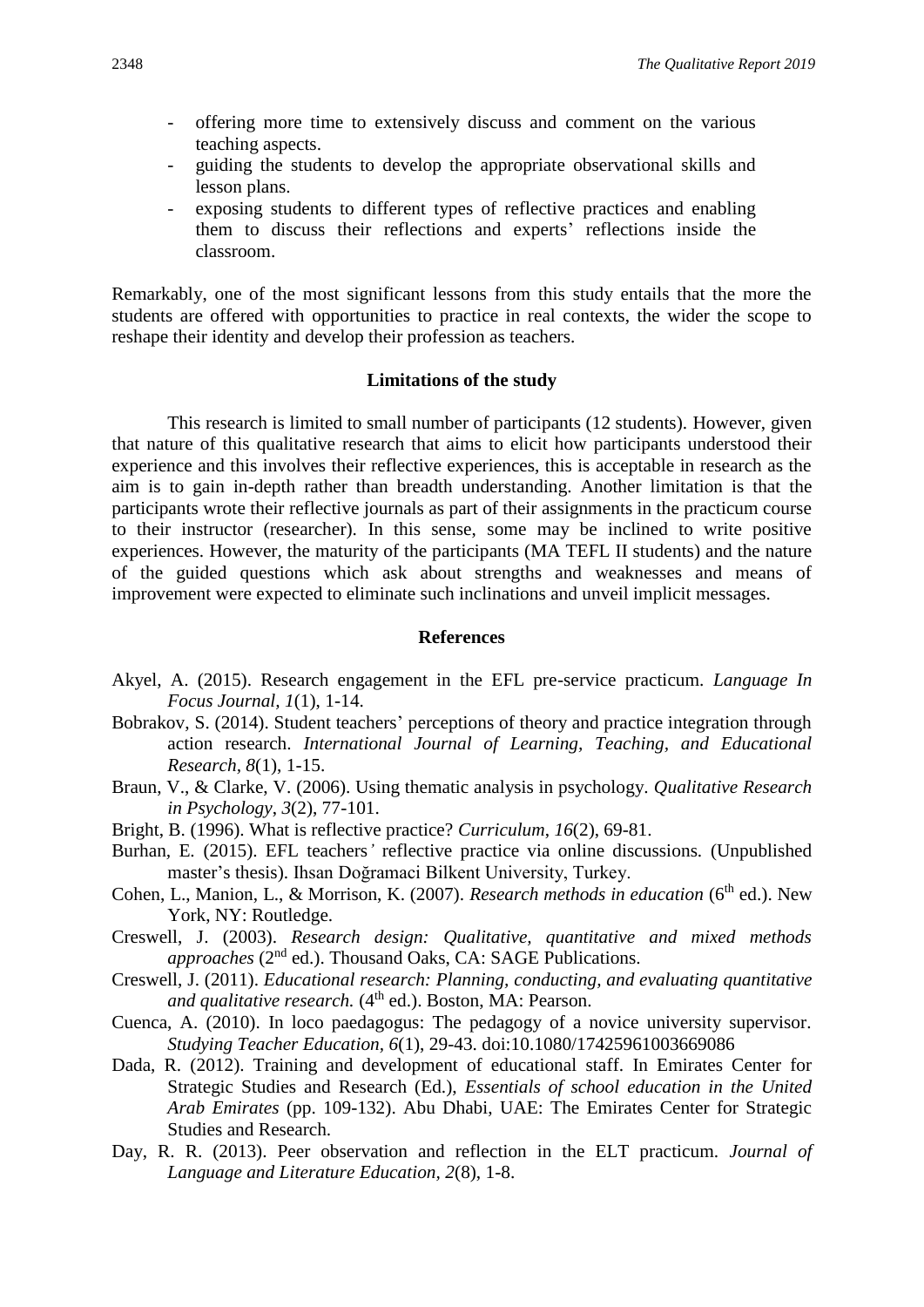- offering more time to extensively discuss and comment on the various teaching aspects.
- guiding the students to develop the appropriate observational skills and lesson plans.
- exposing students to different types of reflective practices and enabling them to discuss their reflections and experts' reflections inside the classroom.

Remarkably, one of the most significant lessons from this study entails that the more the students are offered with opportunities to practice in real contexts, the wider the scope to reshape their identity and develop their profession as teachers.

## Limitations of the study

This research is limited to small number of participants (12 students). However, given that nature of this qualitative research that aims to elicit how participants understood their experience and this involves their reflective experiences, this is acceptable in research as the aim is to gain in-depth rather than breadth understanding. Another limitation is that the participants wrote their reflective journals as part of their assignments in the practicum course to their instructor (researcher). In this sense, some may be inclined to write positive experiences. However, the maturity of the participants (MA TEFL II students) and the nature of the guided questions which ask about strengths and weaknesses and means of improvement were expected to eliminate such inclinations and unveil implicit messages.

## References

Akyel, A. (2015). Research engagement in the EFL pre-service practicum. *Language In Focus Journal*, *1*(1), 1-14.

Bobrakov, S. (2014). Student teachers' perceptions of theory and practice integration through action research. *International Journal of Learning, Teaching, and Educational Research, 8*(1), 1-15.

Braun, V., & Clarke, V. (2006). Using thematic analysis in psychology. *Qualitative Research in Psychology*, *3*(2), 77-101.

Bright, B. (1996). What is reflective practice? *Curriculum*, *16*(2), 69-81.

Burhan, E. (2015). EFL teachers' reflective practice via online discussions. (Unpublished master's thesis). Ihsan Doğramaci Bilkent University, Turkey.

Cohen, L., Manion, L., & Morrison, K. (2007). *Research methods in education* (6th ed.). New York, NY: Routledge.

Creswell, J. (2003). *Research design: Qualitative, quantitative and mixed methods approaches* (2nd ed.). Thousand Oaks, CA: SAGE Publications.

Creswell, J. (2011). *Educational research: Planning, conducting, and evaluating quantitative and qualitative research.* (4th ed.). Boston, MA: Pearson.

Cuenca, A. (2010). In loco paedagogus: The pedagogy of a novice university supervisor. *Studying Teacher Education*, *6*(1), 29-43. doi:10.1080/17425961003669086

Dada, R. (2012). Training and development of educational staff. In Emirates Center for Strategic Studies and Research (Ed.), *Essentials of school education in the United Arab Emirates* (pp. 109-132). Abu Dhabi, UAE: The Emirates Center for Strategic Studies and Research.

Day, R. R. (2013). Peer observation and reflection in the ELT practicum. *Journal of Language and Literature Education, 2*(8), 1-8.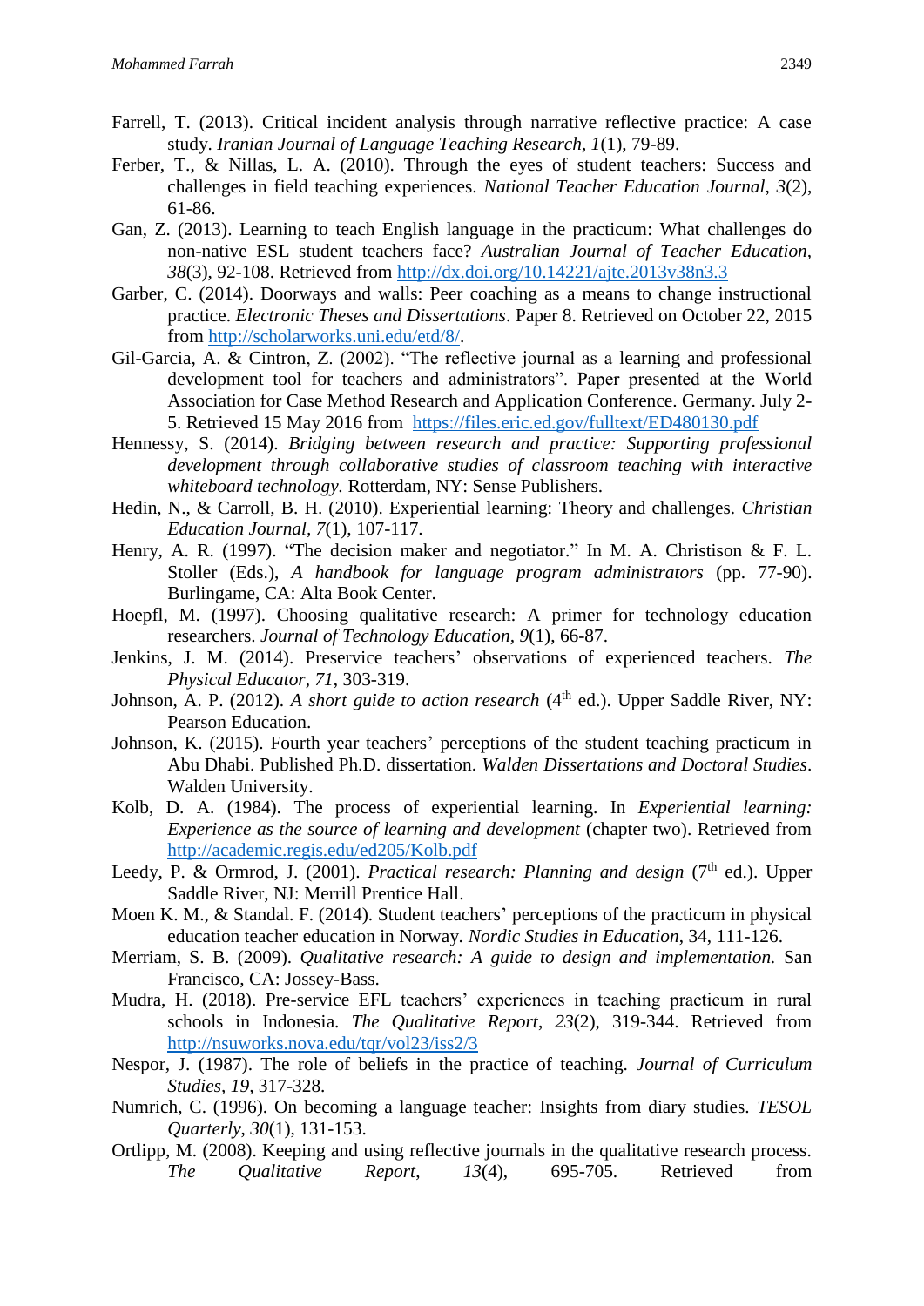Farrell, T. (2013). Critical incident analysis through narrative reflective practice: A case study. *Iranian Journal of Language Teaching Research, 1*(1), 79-89.

Ferber, T., & Nillas, L. A. (2010). Through the eyes of student teachers: Success and challenges in field teaching experiences. *National Teacher Education Journal, 3*(2), 61-86.

Gan, Z. (2013). Learning to teach English language in the practicum: What challenges do non-native ESL student teachers face? *Australian Journal of Teacher Education, 38*(3), 92-108. Retrieved from http://dx.doi.org/10.14221/ajte.2013v38n3.3

Garber, C. (2014). Doorways and walls: Peer coaching as a means to change instructional practice. *Electronic Theses and Dissertations*. Paper 8. Retrieved on October 22, 2015 from http://scholarworks.uni.edu/etd/8/.

Gil-Garcia, A. & Cintron, Z. (2002). "The reflective journal as a learning and professional development tool for teachers and administrators". Paper presented at the World Association for Case Method Research and Application Conference. Germany. July 2-5. Retrieved 15 May 2016 from https://files.eric.ed.gov/fulltext/ED480130.pdf

Hennessy, S. (2014). *Bridging between research and practice: Supporting professional development through collaborative studies of classroom teaching with interactive whiteboard technology.* Rotterdam, NY: Sense Publishers.

Hedin, N., & Carroll, B. H. (2010). Experiential learning: Theory and challenges. *Christian Education Journal, 7*(1), 107-117.

Henry, A. R. (1997). "The decision maker and negotiator." In M. A. Christison & F. L. Stoller (Eds.), *A handbook for language program administrators* (pp. 77-90). Burlingame, CA: Alta Book Center.

Hoepfl, M. (1997). Choosing qualitative research: A primer for technology education researchers. *Journal of Technology Education, 9*(1), 66-87.

Jenkins, J. M. (2014). Preservice teachers' observations of experienced teachers. *The Physical Educator, 71*, 303-319.

Johnson, A. P. (2012). *A short guide to action research* (4th ed.). Upper Saddle River, NY: Pearson Education.

Johnson, K. (2015). Fourth year teachers' perceptions of the student teaching practicum in Abu Dhabi. Published Ph.D. dissertation. *Walden Dissertations and Doctoral Studies*. Walden University.

Kolb, D. A. (1984). The process of experiential learning. In *Experiential learning: Experience as the source of learning and development* (chapter two). Retrieved from http://academic.regis.edu/ed205/Kolb.pdf

Leedy, P. & Ormrod, J. (2001). *Practical research: Planning and design* (7th ed.). Upper Saddle River, NJ: Merrill Prentice Hall.

Moen K. M., & Standal. F. (2014). Student teachers' perceptions of the practicum in physical education teacher education in Norway. *Nordic Studies in Education*, 34, 111-126.

Merriam, S. B. (2009). *Qualitative research: A guide to design and implementation.* San Francisco, CA: Jossey-Bass.

Mudra, H. (2018). Pre-service EFL teachers' experiences in teaching practicum in rural schools in Indonesia. *The Qualitative Report*, *23*(2), 319-344. Retrieved from http://nsuworks.nova.edu/tqr/vol23/iss2/3

Nespor, J. (1987). The role of beliefs in the practice of teaching. *Journal of Curriculum Studies, 19,* 317-328.

Numrich, C. (1996). On becoming a language teacher: Insights from diary studies. *TESOL Quarterly, 30*(1), 131-153.

Ortlipp, M. (2008). Keeping and using reflective journals in the qualitative research process. *The Qualitative Report*, *13*(4), 695-705. Retrieved from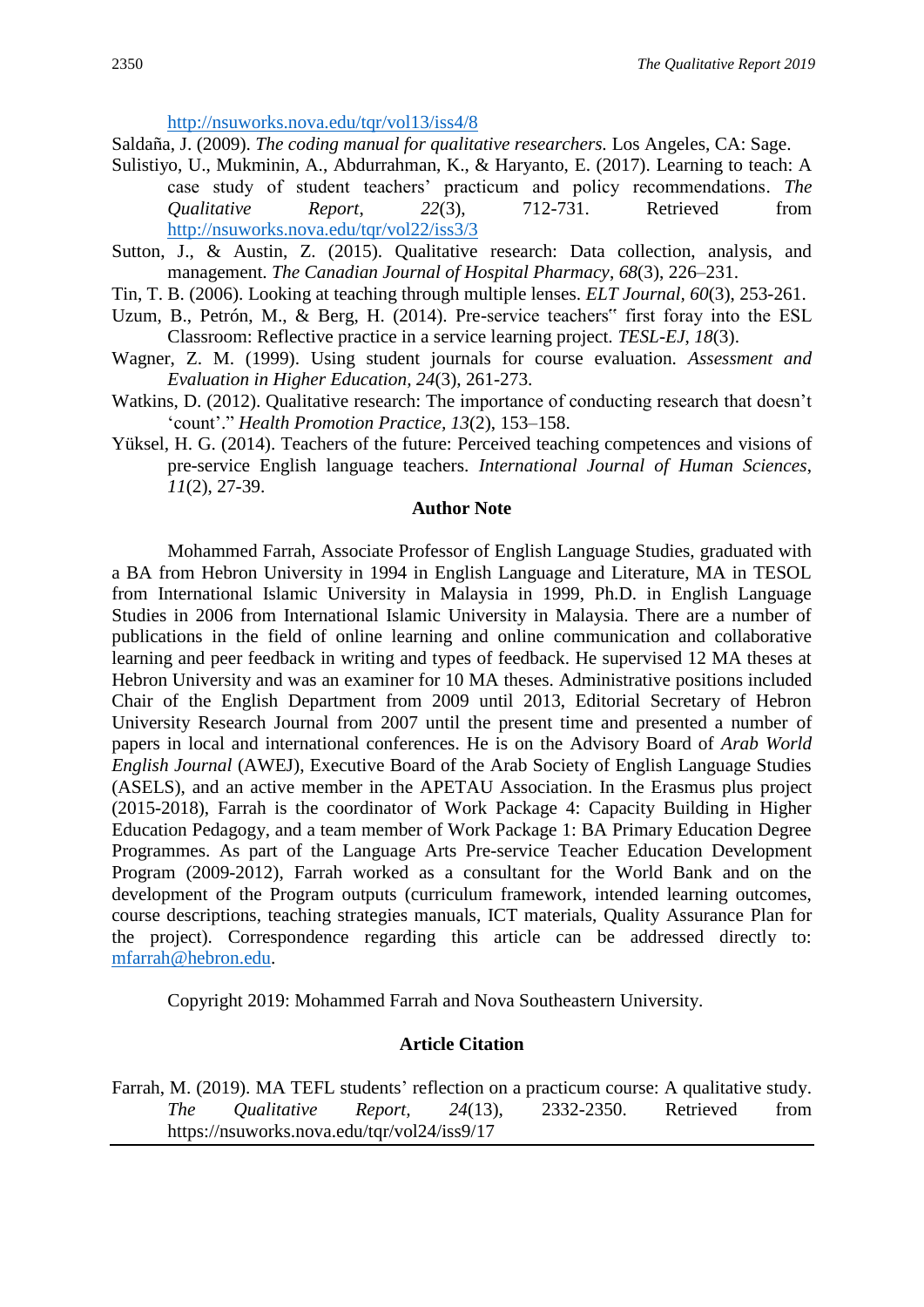http://nsuworks.nova.edu/tqr/vol13/iss4/8

Saldaña, J. (2009). *The coding manual for qualitative researchers.* Los Angeles, CA: Sage.

Sulistiyo, U., Mukminin, A., Abdurrahman, K., & Haryanto, E. (2017). Learning to teach: A case study of student teachers' practicum and policy recommendations. *The Qualitative Report, 22*(3), 712-731. Retrieved from http://nsuworks.nova.edu/tqr/vol22/iss3/3

Sutton, J., & Austin, Z. (2015). Qualitative research: Data collection, analysis, and management. *The Canadian Journal of Hospital Pharmacy*, *68*(3), 226–231.

Tin, T. B. (2006). Looking at teaching through multiple lenses. *ELT Journal*, *60*(3), 253-261.

Uzum, B., Petrón, M., & Berg, H. (2014). Pre-service teachers‟ first foray into the ESL Classroom: Reflective practice in a service learning project. *TESL-EJ*, *18*(3).

Wagner, Z. M. (1999). Using student journals for course evaluation. *Assessment and Evaluation in Higher Education, 24*(3), 261-273.

Watkins, D. (2012). Qualitative research: The importance of conducting research that doesn't 'count'." *Health Promotion Practice, 13*(2), 153–158.

Yüksel, H. G. (2014). Teachers of the future: Perceived teaching competences and visions of pre-service English language teachers. *International Journal of Human Sciences*, *11*(2), 27-39.

## Author Note

Mohammed Farrah, Associate Professor of English Language Studies, graduated with a BA from Hebron University in 1994 in English Language and Literature, MA in TESOL from International Islamic University in Malaysia in 1999, Ph.D. in English Language Studies in 2006 from International Islamic University in Malaysia. There are a number of publications in the field of online learning and online communication and collaborative learning and peer feedback in writing and types of feedback. He supervised 12 MA theses at Hebron University and was an examiner for 10 MA theses. Administrative positions included Chair of the English Department from 2009 until 2013, Editorial Secretary of Hebron University Research Journal from 2007 until the present time and presented a number of papers in local and international conferences. He is on the Advisory Board of *Arab World English Journal* (AWEJ), Executive Board of the Arab Society of English Language Studies (ASELS), and an active member in the APETAU Association. In the Erasmus plus project (2015-2018), Farrah is the coordinator of Work Package 4: Capacity Building in Higher Education Pedagogy, and a team member of Work Package 1: BA Primary Education Degree Programmes. As part of the Language Arts Pre-service Teacher Education Development Program (2009-2012), Farrah worked as a consultant for the World Bank and on the development of the Program outputs (curriculum framework, intended learning outcomes, course descriptions, teaching strategies manuals, ICT materials, Quality Assurance Plan for the project). Correspondence regarding this article can be addressed directly to: mfarrah@hebron.edu.

Copyright 2019: Mohammed Farrah and Nova Southeastern University.

## Article Citation

Farrah, M. (2019). MA TEFL students' reflection on a practicum course: A qualitative study. *The Qualitative Report, 24*(13), 2332-2350. Retrieved from https://nsuworks.nova.edu/tqr/vol24/iss9/17